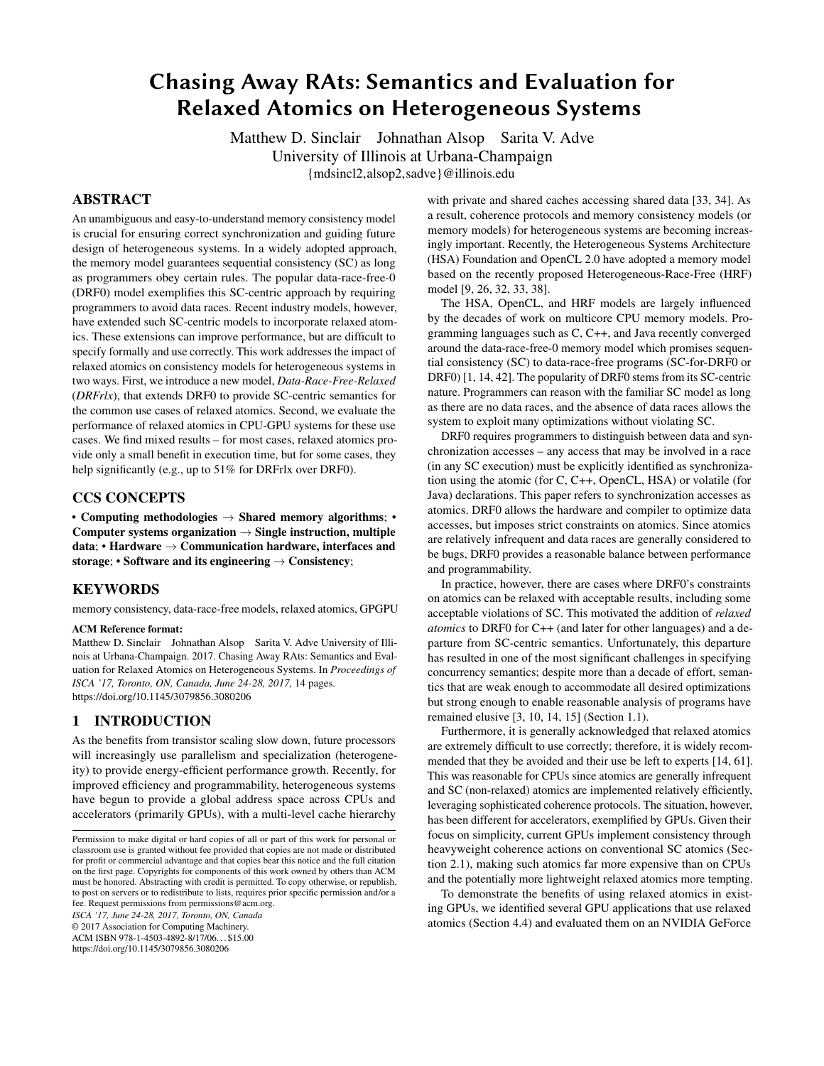# Chasing Away RAts: Semantics and Evaluation for Relaxed Atomics on Heterogeneous Systems

Matthew D. Sinclair Johnathan Alsop Sarita V. Adve
University of Illinois at Urbana-Champaign
{mdsincl2,alsop2,sadve}@illinois.edu

## ABSTRACT

An unambiguous and easy-to-understand memory consistency model is crucial for ensuring correct synchronization and guiding future design of heterogeneous systems. In a widely adopted approach, the memory model guarantees sequential consistency (SC) as long as programmers obey certain rules. The popular data-race-free-0 (DRF0) model exemplifies this SC-centric approach by requiring programmers to avoid data races. Recent industry models, however, have extended such SC-centric models to incorporate relaxed atomics. These extensions can improve performance, but are difficult to specify formally and use correctly. This work addresses the impact of relaxed atomics on consistency models for heterogeneous systems in two ways. First, we introduce a new model, *Data-Race-Free-Relaxed* (*DRFrlx*), that extends DRF0 to provide SC-centric semantics for the common use cases of relaxed atomics. Second, we evaluate the performance of relaxed atomics in CPU-GPU systems for these use cases. We find mixed results – for most cases, relaxed atomics provide only a small benefit in execution time, but for some cases, they help significantly (e.g., up to 51% for DRFrlx over DRF0).

## CCS CONCEPTS

• **Computing methodologies** → **Shared memory algorithms**; • **Computer systems organization** → **Single instruction, multiple data**; • **Hardware** → **Communication hardware, interfaces and storage**; • **Software and its engineering** → **Consistency**;

## KEYWORDS

memory consistency, data-race-free models, relaxed atomics, GPGPU

**ACM Reference format:**
Matthew D. Sinclair Johnathan Alsop Sarita V. Adve University of Illinois at Urbana-Champaign. 2017. Chasing Away RAts: Semantics and Evaluation for Relaxed Atomics on Heterogeneous Systems. In *Proceedings of ISCA '17, Toronto, ON, Canada, June 24-28, 2017,* 14 pages.
https://doi.org/10.1145/3079856.3080206

## 1 INTRODUCTION

As the benefits from transistor scaling slow down, future processors will increasingly use parallelism and specialization (heterogeneity) to provide energy-efficient performance growth. Recently, for improved efficiency and programmability, heterogeneous systems have begun to provide a global address space across CPUs and accelerators (primarily GPUs), with a multi-level cache hierarchy with private and shared caches accessing shared data [33, 34]. As a result, coherence protocols and memory consistency models (or memory models) for heterogeneous systems are becoming increasingly important. Recently, the Heterogeneous Systems Architecture (HSA) Foundation and OpenCL 2.0 have adopted a memory model based on the recently proposed Heterogeneous-Race-Free (HRF) model [9, 26, 32, 33, 38].

The HSA, OpenCL, and HRF models are largely influenced by the decades of work on multicore CPU memory models. Programming languages such as C, C++, and Java recently converged around the data-race-free-0 memory model which promises sequential consistency (SC) to data-race-free programs (SC-for-DRF0 or DRF0) [1, 14, 42]. The popularity of DRF0 stems from its SC-centric nature. Programmers can reason with the familiar SC model as long as there are no data races, and the absence of data races allows the system to exploit many optimizations without violating SC.

DRF0 requires programmers to distinguish between data and synchronization accesses – any access that may be involved in a race (in any SC execution) must be explicitly identified as synchronization using the atomic (for C, C++, OpenCL, HSA) or volatile (for Java) declarations. This paper refers to synchronization accesses as atomics. DRF0 allows the hardware and compiler to optimize data accesses, but imposes strict constraints on atomics. Since atomics are relatively infrequent and data races are generally considered to be bugs, DRF0 provides a reasonable balance between performance and programmability.

In practice, however, there are cases where DRF0's constraints on atomics can be relaxed with acceptable results, including some acceptable violations of SC. This motivated the addition of *relaxed atomics* to DRF0 for C++ (and later for other languages) and a departure from SC-centric semantics. Unfortunately, this departure has resulted in one of the most significant challenges in specifying concurrency semantics; despite more than a decade of effort, semantics that are weak enough to accommodate all desired optimizations but strong enough to enable reasonable analysis of programs have remained elusive [3, 10, 14, 15] (Section 1.1).

Furthermore, it is generally acknowledged that relaxed atomics are extremely difficult to use correctly; therefore, it is widely recommended that they be avoided and their use be left to experts [14, 61]. This was reasonable for CPUs since atomics are generally infrequent and SC (non-relaxed) atomics are implemented relatively efficiently, leveraging sophisticated coherence protocols. The situation, however, has been different for accelerators, exemplified by GPUs. Given their focus on simplicity, current GPUs implement consistency through heavyweight coherence actions on conventional SC atomics (Section 2.1), making such atomics far more expensive than on CPUs and the potentially more lightweight relaxed atomics more tempting.

To demonstrate the benefits of using relaxed atomics in existing GPUs, we identified several GPU applications that use relaxed atomics (Section 4.4) and evaluated them on an NVIDIA GeForce

Permission to make digital or hard copies of all or part of this work for personal or classroom use is granted without fee provided that copies are not made or distributed for profit or commercial advantage and that copies bear this notice and the full citation on the first page. Copyrights for components of this work owned by others than ACM must be honored. Abstracting with credit is permitted. To copy otherwise, or republish, to post on servers or to redistribute to lists, requires prior specific permission and/or a fee. Request permissions from permissions@acm.org.
*ISCA '17, June 24-28, 2017, Toronto, ON, Canada*
© 2017 Association for Computing Machinery.
ACM ISBN 978-1-4503-4892-8/17/06...$15.00
https://doi.org/10.1145/3079856.3080206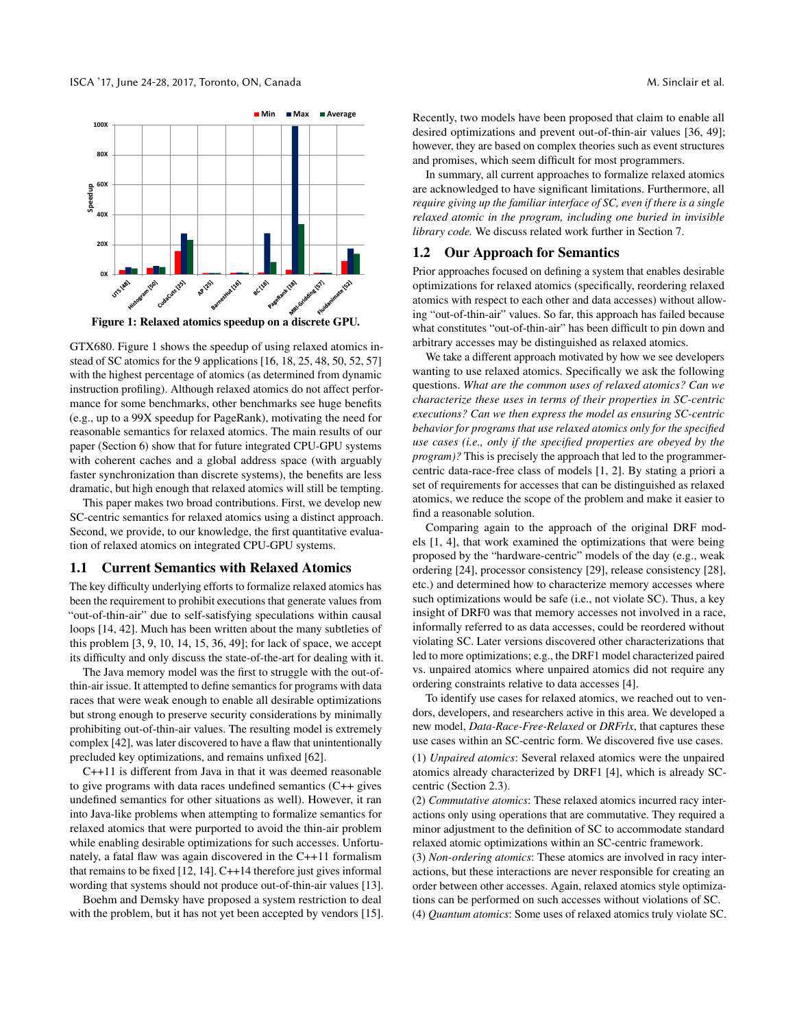Figure 1: Relaxed atomics speedup on a discrete GPU.

GTX680. Figure 1 shows the speedup of using relaxed atomics instead of SC atomics for the 9 applications [16, 18, 25, 48, 50, 52, 57] with the highest percentage of atomics (as determined from dynamic instruction profiling). Although relaxed atomics do not affect performance for some benchmarks, other benchmarks see huge benefits (e.g., up to a 99X speedup for PageRank), motivating the need for reasonable semantics for relaxed atomics. The main results of our paper (Section 6) show that for future integrated CPU-GPU systems with coherent caches and a global address space (with arguably faster synchronization than discrete systems), the benefits are less dramatic, but high enough that relaxed atomics will still be tempting.

This paper makes two broad contributions. First, we develop new SC-centric semantics for relaxed atomics using a distinct approach. Second, we provide, to our knowledge, the first quantitative evaluation of relaxed atomics on integrated CPU-GPU systems.

## 1.1 Current Semantics with Relaxed Atomics

The key difficulty underlying efforts to formalize relaxed atomics has been the requirement to prohibit executions that generate values from "out-of-thin-air" due to self-satisfying speculations within causal loops [14, 42]. Much has been written about the many subtleties of this problem [3, 9, 10, 14, 15, 36, 49]; for lack of space, we accept its difficulty and only discuss the state-of-the-art for dealing with it.

The Java memory model was the first to struggle with the out-of-thin-air issue. It attempted to define semantics for programs with data races that were weak enough to enable all desirable optimizations but strong enough to preserve security considerations by minimally prohibiting out-of-thin-air values. The resulting model is extremely complex [42], was later discovered to have a flaw that unintentionally precluded key optimizations, and remains unfixed [62].

C++11 is different from Java in that it was deemed reasonable to give programs with data races undefined semantics (C++ gives undefined semantics for other situations as well). However, it ran into Java-like problems when attempting to formalize semantics for relaxed atomics that were purported to avoid the thin-air problem while enabling desirable optimizations for such accesses. Unfortunately, a fatal flaw was again discovered in the C++11 formalism that remains to be fixed [12, 14]. C++14 therefore just gives informal wording that systems should not produce out-of-thin-air values [13].

Boehm and Demsky have proposed a system restriction to deal with the problem, but it has not yet been accepted by vendors [15]. Recently, two models have been proposed that claim to enable all desired optimizations and prevent out-of-thin-air values [36, 49]; however, they are based on complex theories such as event structures and promises, which seem difficult for most programmers.

In summary, all current approaches to formalize relaxed atomics are acknowledged to have significant limitations. Furthermore, all *require giving up the familiar interface of SC, even if there is a single relaxed atomic in the program, including one buried in invisible library code.* We discuss related work further in Section 7.

## 1.2 Our Approach for Semantics

Prior approaches focused on defining a system that enables desirable optimizations for relaxed atomics (specifically, reordering relaxed atomics with respect to each other and data accesses) without allowing "out-of-thin-air" values. So far, this approach has failed because what constitutes "out-of-thin-air" has been difficult to pin down and arbitrary accesses may be distinguished as relaxed atomics.

We take a different approach motivated by how we see developers wanting to use relaxed atomics. Specifically we ask the following questions. *What are the common uses of relaxed atomics? Can we characterize these uses in terms of their properties in SC-centric executions? Can we then express the model as ensuring SC-centric behavior for programs that use relaxed atomics only for the specified use cases (i.e., only if the specified properties are obeyed by the program)?* This is precisely the approach that led to the programmer-centric data-race-free class of models [1, 2]. By stating a priori a set of requirements for accesses that can be distinguished as relaxed atomics, we reduce the scope of the problem and make it easier to find a reasonable solution.

Comparing again to the approach of the original DRF models [1, 4], that work examined the optimizations that were being proposed by the "hardware-centric" models of the day (e.g., weak ordering [24], processor consistency [29], release consistency [28], etc.) and determined how to characterize memory accesses where such optimizations would be safe (i.e., not violate SC). Thus, a key insight of DRF0 was that memory accesses not involved in a race, informally referred to as data accesses, could be reordered without violating SC. Later versions discovered other characterizations that led to more optimizations; e.g., the DRF1 model characterized paired vs. unpaired atomics where unpaired atomics did not require any ordering constraints relative to data accesses [4].

To identify use cases for relaxed atomics, we reached out to vendors, developers, and researchers active in this area. We developed a new model, *Data-Race-Free-Relaxed* or *DRFrlx*, that captures these use cases within an SC-centric form. We discovered five use cases.

(1) *Unpaired atomics*: Several relaxed atomics were the unpaired atomics already characterized by DRF1 [4], which is already SC-centric (Section 2.3).

(2) *Commutative atomics*: These relaxed atomics incurred racy interactions only using operations that are commutative. They required a minor adjustment to the definition of SC to accommodate standard relaxed atomic optimizations within an SC-centric framework.

(3) *Non-ordering atomics*: These atomics are involved in racy interactions, but these interactions are never responsible for creating an order between other accesses. Again, relaxed atomics style optimizations can be performed on such accesses without violations of SC.

(4) *Quantum atomics*: Some uses of relaxed atomics truly violate SC.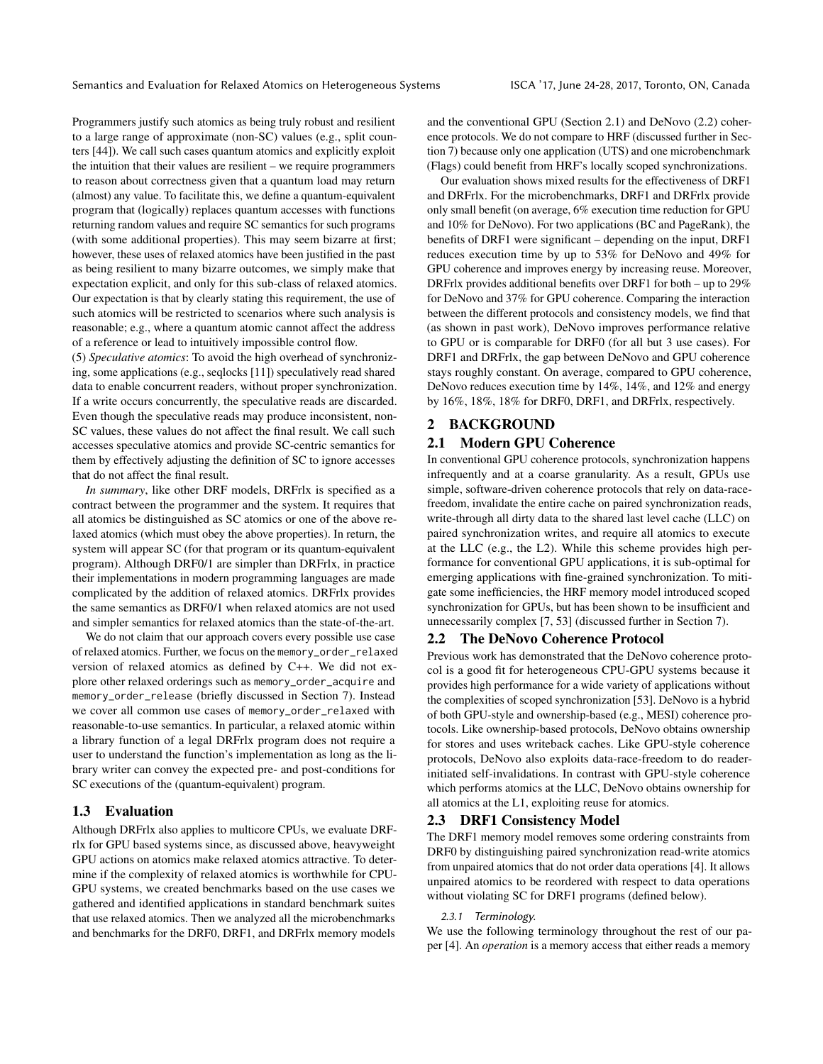Programmers justify such atomics as being truly robust and resilient to a large range of approximate (non-SC) values (e.g., split counters [44]). We call such cases quantum atomics and explicitly exploit the intuition that their values are resilient – we require programmers to reason about correctness given that a quantum load may return (almost) any value. To facilitate this, we define a quantum-equivalent program that (logically) replaces quantum accesses with functions returning random values and require SC semantics for such programs (with some additional properties). This may seem bizarre at first; however, these uses of relaxed atomics have been justified in the past as being resilient to many bizarre outcomes, we simply make that expectation explicit, and only for this sub-class of relaxed atomics. Our expectation is that by clearly stating this requirement, the use of such atomics will be restricted to scenarios where such analysis is reasonable; e.g., where a quantum atomic cannot affect the address of a reference or lead to intuitively impossible control flow.

(5) *Speculative atomics*: To avoid the high overhead of synchronizing, some applications (e.g., seqlocks [11]) speculatively read shared data to enable concurrent readers, without proper synchronization. If a write occurs concurrently, the speculative reads are discarded. Even though the speculative reads may produce inconsistent, non-SC values, these values do not affect the final result. We call such accesses speculative atomics and provide SC-centric semantics for them by effectively adjusting the definition of SC to ignore accesses that do not affect the final result.

*In summary*, like other DRF models, DRFrlx is specified as a contract between the programmer and the system. It requires that all atomics be distinguished as SC atomics or one of the above relaxed atomics (which must obey the above properties). In return, the system will appear SC (for that program or its quantum-equivalent program). Although DRF0/1 are simpler than DRFrlx, in practice their implementations in modern programming languages are made complicated by the addition of relaxed atomics. DRFrlx provides the same semantics as DRF0/1 when relaxed atomics are not used and simpler semantics for relaxed atomics than the state-of-the-art.

We do not claim that our approach covers every possible use case of relaxed atomics. Further, we focus on the `memory_order_relaxed` version of relaxed atomics as defined by C++. We did not explore other relaxed orderings such as `memory_order_acquire` and `memory_order_release` (briefly discussed in Section 7). Instead we cover all common use cases of `memory_order_relaxed` with reasonable-to-use semantics. In particular, a relaxed atomic within a library function of a legal DRFrlx program does not require a user to understand the function's implementation as long as the library writer can convey the expected pre- and post-conditions for SC executions of the (quantum-equivalent) program.

### 1.3 Evaluation

Although DRFrlx also applies to multicore CPUs, we evaluate DRFrlx for GPU based systems since, as discussed above, heavyweight GPU actions on atomics make relaxed atomics attractive. To determine if the complexity of relaxed atomics is worthwhile for CPU-GPU systems, we created benchmarks based on the use cases we gathered and identified applications in standard benchmark suites that use relaxed atomics. Then we analyzed all the microbenchmarks and benchmarks for the DRF0, DRF1, and DRFrlx memory models and the conventional GPU (Section 2.1) and DeNovo (2.2) coherence protocols. We do not compare to HRF (discussed further in Section 7) because only one application (UTS) and one microbenchmark (Flags) could benefit from HRF's locally scoped synchronizations.

Our evaluation shows mixed results for the effectiveness of DRF1 and DRFrlx. For the microbenchmarks, DRF1 and DRFrlx provide only small benefit (on average, 6% execution time reduction for GPU and 10% for DeNovo). For two applications (BC and PageRank), the benefits of DRF1 were significant – depending on the input, DRF1 reduces execution time by up to 53% for DeNovo and 49% for GPU coherence and improves energy by increasing reuse. Moreover, DRFrlx provides additional benefits over DRF1 for both – up to 29% for DeNovo and 37% for GPU coherence. Comparing the interaction between the different protocols and consistency models, we find that (as shown in past work), DeNovo improves performance relative to GPU or is comparable for DRF0 (for all but 3 use cases). For DRF1 and DRFrlx, the gap between DeNovo and GPU coherence stays roughly constant. On average, compared to GPU coherence, DeNovo reduces execution time by 14%, 14%, and 12% and energy by 16%, 18%, 18% for DRF0, DRF1, and DRFrlx, respectively.

## 2 BACKGROUND

### 2.1 Modern GPU Coherence

In conventional GPU coherence protocols, synchronization happens infrequently and at a coarse granularity. As a result, GPUs use simple, software-driven coherence protocols that rely on data-race-freedom, invalidate the entire cache on paired synchronization reads, write-through all dirty data to the shared last level cache (LLC) on paired synchronization writes, and require all atomics to execute at the LLC (e.g., the L2). While this scheme provides high performance for conventional GPU applications, it is sub-optimal for emerging applications with fine-grained synchronization. To mitigate some inefficiencies, the HRF memory model introduced scoped synchronization for GPUs, but has been shown to be insufficient and unnecessarily complex [7, 53] (discussed further in Section 7).

### 2.2 The DeNovo Coherence Protocol

Previous work has demonstrated that the DeNovo coherence protocol is a good fit for heterogeneous CPU-GPU systems because it provides high performance for a wide variety of applications without the complexities of scoped synchronization [53]. DeNovo is a hybrid of both GPU-style and ownership-based (e.g., MESI) coherence protocols. Like ownership-based protocols, DeNovo obtains ownership for stores and uses writeback caches. Like GPU-style coherence protocols, DeNovo also exploits data-race-freedom to do reader-initiated self-invalidations. In contrast with GPU-style coherence which performs atomics at the LLC, DeNovo obtains ownership for all atomics at the L1, exploiting reuse for atomics.

### 2.3 DRF1 Consistency Model

The DRF1 memory model removes some ordering constraints from DRF0 by distinguishing paired synchronization read-write atomics from unpaired atomics that do not order data operations [4]. It allows unpaired atomics to be reordered with respect to data operations without violating SC for DRF1 programs (defined below).

#### 2.3.1 Terminology.

We use the following terminology throughout the rest of our paper [4]. An *operation* is a memory access that either reads a memory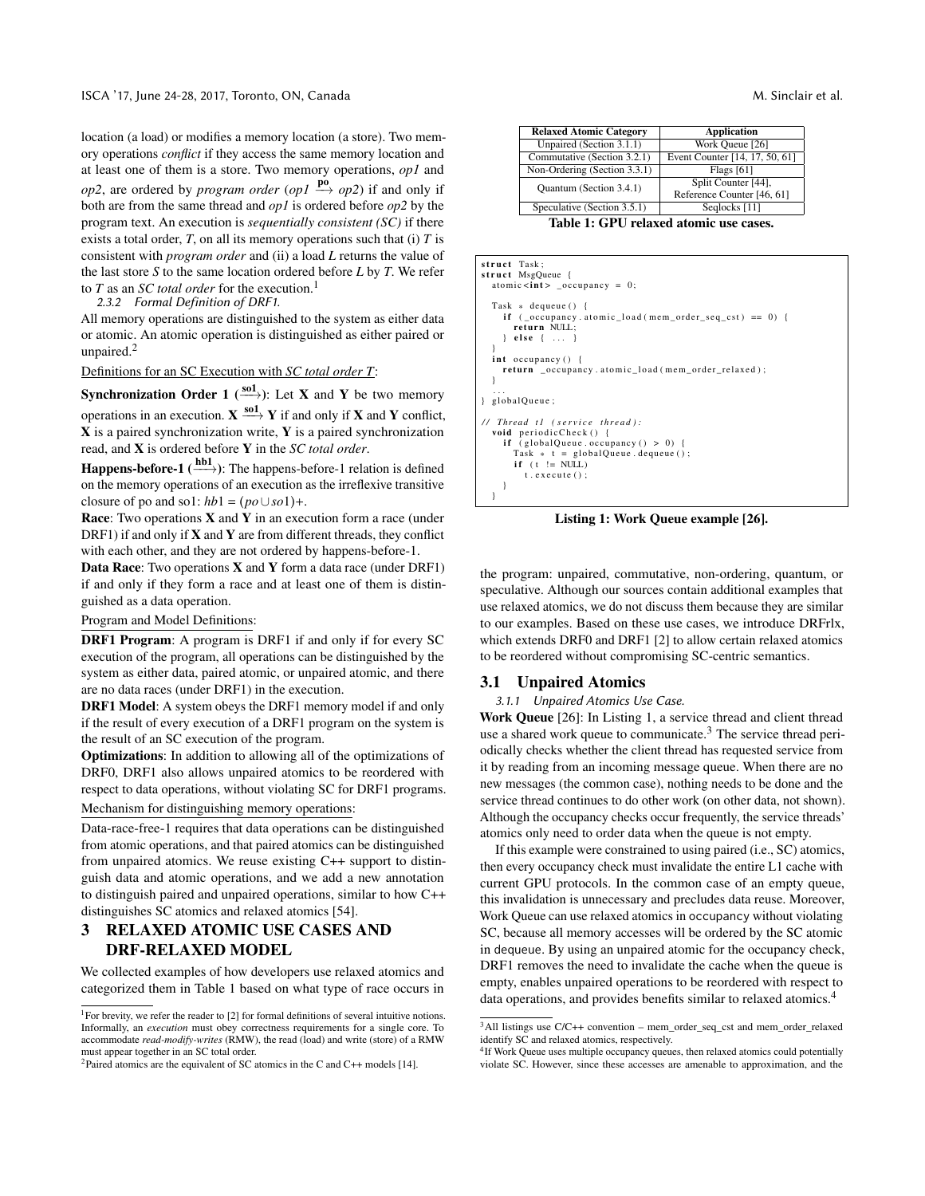location (a load) or modifies a memory location (a store). Two memory operations *conflict* if they access the same memory location and at least one of them is a store. Two memory operations, *op1* and *op2*, are ordered by *program order* ($op1 \xrightarrow{\textbf{po}} op2$) if and only if both are from the same thread and *op1* is ordered before *op2* by the program text. An execution is *sequentially consistent (SC)* if there exists a total order, *T*, on all its memory operations such that (i) *T* is consistent with *program order* and (ii) a load *L* returns the value of the last store *S* to the same location ordered before *L* by *T*. We refer to *T* as an *SC total order* for the execution.[1]

#### 2.3.2 Formal Definition of DRF1.

All memory operations are distinguished to the system as either data or atomic. An atomic operation is distinguished as either paired or unpaired.[2]

Definitions for an SC Execution with *SC total order T*:

**Synchronization Order 1** ($\xrightarrow{\textbf{so1}}$): Let **X** and **Y** be two memory operations in an execution. $\mathbf{X} \xrightarrow{\textbf{so1}} \mathbf{Y}$ if and only if **X** and **Y** conflict, **X** is a paired synchronization write, **Y** is a paired synchronization read, and **X** is ordered before **Y** in the *SC total order*.

**Happens-before-1** ($\xrightarrow{\textbf{hb1}}$): The happens-before-1 relation is defined on the memory operations of an execution as the irreflexive transitive closure of po and so1: $hb1 = (po \cup so1)+$.

**Race**: Two operations **X** and **Y** in an execution form a race (under DRF1) if and only if **X** and **Y** are from different threads, they conflict with each other, and they are not ordered by happens-before-1.

**Data Race**: Two operations **X** and **Y** form a data race (under DRF1) if and only if they form a race and at least one of them is distinguished as a data operation.

Program and Model Definitions:

**DRF1 Program**: A program is DRF1 if and only if for every SC execution of the program, all operations can be distinguished by the system as either data, paired atomic, or unpaired atomic, and there are no data races (under DRF1) in the execution.

**DRF1 Model**: A system obeys the DRF1 memory model if and only if the result of every execution of a DRF1 program on the system is the result of an SC execution of the program.

**Optimizations**: In addition to allowing all of the optimizations of DRF0, DRF1 also allows unpaired atomics to be reordered with respect to data operations, without violating SC for DRF1 programs.

Mechanism for distinguishing memory operations:

Data-race-free-1 requires that data operations can be distinguished from atomic operations, and that paired atomics can be distinguished from unpaired atomics. We reuse existing C++ support to distinguish data and atomic operations, and we add a new annotation to distinguish paired and unpaired operations, similar to how C++ distinguishes SC atomics and relaxed atomics [54].

## 3 RELAXED ATOMIC USE CASES AND DRF-RELAXED MODEL

We collected examples of how developers use relaxed atomics and categorized them in Table 1 based on what type of race occurs in the program: unpaired, commutative, non-ordering, quantum, or speculative. Although our sources contain additional examples that use relaxed atomics, we do not discuss them because they are similar to our examples. Based on these use cases, we introduce DRFrlx, which extends DRF0 and DRF1 [2] to allow certain relaxed atomics to be reordered without compromising SC-centric semantics.

| Relaxed Atomic Category | Application |
|---|---|
| Unpaired (Section 3.1.1) | Work Queue [26] |
| Commutative (Section 3.2.1) | Event Counter [14, 17, 50, 61] |
| Non-Ordering (Section 3.3.1) | Flags [61] |
| Quantum (Section 3.4.1) | Split Counter [44], Reference Counter [46, 61] |
| Speculative (Section 3.5.1) | Seqlocks [11] |

**Table 1: GPU relaxed atomic use cases.**

```
struct Task;
struct MsgQueue {
  atomic<int> _occupancy = 0;

  Task * dequeue() {
    if (_occupancy.atomic_load(mem_order_seq_cst) == 0) {
      return NULL;
    } else { ... }
  }
  int occupancy() {
    return _occupancy.atomic_load(mem_order_relaxed);
  }
  ...
} globalQueue;

// Thread t1 (service thread):
  void periodicCheck() {
    if (globalQueue.occupancy() > 0) {
      Task * t = globalQueue.dequeue();
      if (t != NULL)
        t.execute();
    }
  }
```

**Listing 1: Work Queue example [26].**

### 3.1 Unpaired Atomics

#### 3.1.1 Unpaired Atomics Use Case.

**Work Queue** [26]: In Listing 1, a service thread and client thread use a shared work queue to communicate.[3] The service thread periodically checks whether the client thread has requested service from it by reading from an incoming message queue. When there are no new messages (the common case), nothing needs to be done and the service thread continues to do other work (on other data, not shown). Although the occupancy checks occur frequently, the service threads' atomics only need to order data when the queue is not empty.

If this example were constrained to using paired (i.e., SC) atomics, then every occupancy check must invalidate the entire L1 cache with current GPU protocols. In the common case of an empty queue, this invalidation is unnecessary and precludes data reuse. Moreover, Work Queue can use relaxed atomics in `occupancy` without violating SC, because all memory accesses will be ordered by the SC atomic in `dequeue`. By using an unpaired atomic for the occupancy check, DRF1 removes the need to invalidate the cache when the queue is empty, enables unpaired operations to be reordered with respect to data operations, and provides benefits similar to relaxed atomics.[4]

---

[1] For brevity, we refer the reader to [2] for formal definitions of several intuitive notions. Informally, an *execution* must obey correctness requirements for a single core. To accommodate *read-modify-writes* (RMW), the read (load) and write (store) of a RMW must appear together in an SC total order.

[2] Paired atomics are the equivalent of SC atomics in the C and C++ models [14].

[3] All listings use C/C++ convention – mem_order_seq_cst and mem_order_relaxed identify SC and relaxed atomics, respectively.

[4] If Work Queue uses multiple occupancy queues, then relaxed atomics could potentially violate SC. However, since these accesses are amenable to approximation, and the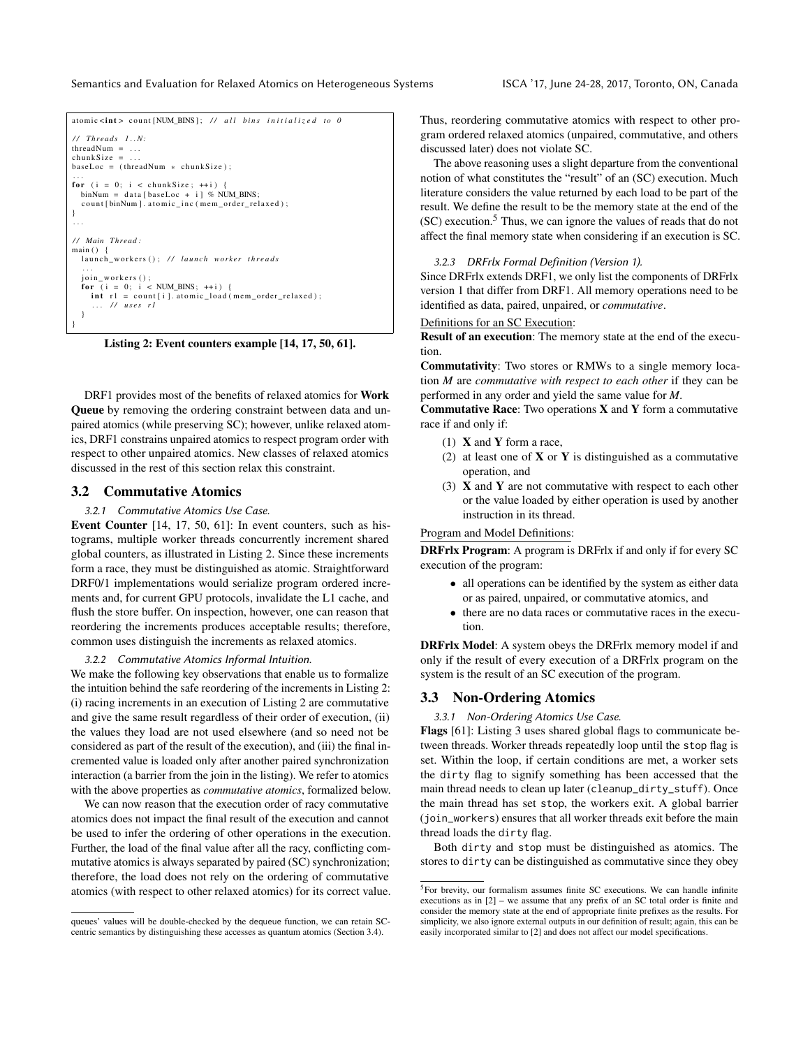```
atomic<int> count[NUM_BINS]; // all bins initialized to 0

// Threads 1..N:
threadNum = ...
chunkSize = ...
baseLoc = (threadNum * chunkSize);
...
for (i = 0; i < chunkSize; ++i) {
  binNum = data[baseLoc + i] % NUM_BINS;
  count[binNum].atomic_inc(mem_order_relaxed);
}
...

// Main Thread:
main() {
  launch_workers(); // launch worker threads
  ...
  join_workers();
  for (i = 0; i < NUM_BINS; ++i) {
    int r1 = count[i].atomic_load(mem_order_relaxed);
    ... // uses r1
  }
}
```

**Listing 2: Event counters example [14, 17, 50, 61].**

DRF1 provides most of the benefits of relaxed atomics for **Work Queue** by removing the ordering constraint between data and unpaired atomics (while preserving SC); however, unlike relaxed atomics, DRF1 constrains unpaired atomics to respect program order with respect to other unpaired atomics. New classes of relaxed atomics discussed in the rest of this section relax this constraint.

## 3.2 Commutative Atomics

#### 3.2.1 Commutative Atomics Use Case.

**Event Counter** [14, 17, 50, 61]: In event counters, such as histograms, multiple worker threads concurrently increment shared global counters, as illustrated in Listing 2. Since these increments form a race, they must be distinguished as atomic. Straightforward DRF0/1 implementations would serialize program ordered increments and, for current GPU protocols, invalidate the L1 cache, and flush the store buffer. On inspection, however, one can reason that reordering the increments produces acceptable results; therefore, common uses distinguish the increments as relaxed atomics.

#### 3.2.2 Commutative Atomics Informal Intuition.

We make the following key observations that enable us to formalize the intuition behind the safe reordering of the increments in Listing 2: (i) racing increments in an execution of Listing 2 are commutative and give the same result regardless of their order of execution, (ii) the values they load are not used elsewhere (and so need not be considered as part of the result of the execution), and (iii) the final incremented value is loaded only after another paired synchronization interaction (a barrier from the join in the listing). We refer to atomics with the above properties as *commutative atomics*, formalized below.

We can now reason that the execution order of racy commutative atomics does not impact the final result of the execution and cannot be used to infer the ordering of other operations in the execution. Further, the load of the final value after all the racy, conflicting commutative atomics is always separated by paired (SC) synchronization; therefore, the load does not rely on the ordering of commutative atomics (with respect to other relaxed atomics) for its correct value. Thus, reordering commutative atomics with respect to other program ordered relaxed atomics (unpaired, commutative, and others discussed later) does not violate SC.

The above reasoning uses a slight departure from the conventional notion of what constitutes the "result" of an (SC) execution. Much literature considers the value returned by each load to be part of the result. We define the result to be the memory state at the end of the (SC) execution.[5] Thus, we can ignore the values of reads that do not affect the final memory state when considering if an execution is SC.

#### 3.2.3 DRFrlx Formal Definition (Version 1).

Since DRFrlx extends DRF1, we only list the components of DRFrlx version 1 that differ from DRF1. All memory operations need to be identified as data, paired, unpaired, or *commutative*.

Definitions for an SC Execution:

**Result of an execution**: The memory state at the end of the execution.

**Commutativity**: Two stores or RMWs to a single memory location *M* are *commutative with respect to each other* if they can be performed in any order and yield the same value for *M*.

**Commutative Race**: Two operations **X** and **Y** form a commutative race if and only if:

1. **X** and **Y** form a race,
2. at least one of **X** or **Y** is distinguished as a commutative operation, and
3. **X** and **Y** are not commutative with respect to each other or the value loaded by either operation is used by another instruction in its thread.

Program and Model Definitions:

**DRFrlx Program**: A program is DRFrlx if and only if for every SC execution of the program:

- all operations can be identified by the system as either data or as paired, unpaired, or commutative atomics, and
- there are no data races or commutative races in the execution.

**DRFrlx Model**: A system obeys the DRFrlx memory model if and only if the result of every execution of a DRFrlx program on the system is the result of an SC execution of the program.

## 3.3 Non-Ordering Atomics

#### 3.3.1 Non-Ordering Atomics Use Case.

**Flags** [61]: Listing 3 uses shared global flags to communicate between threads. Worker threads repeatedly loop until the `stop` flag is set. Within the loop, if certain conditions are met, a worker sets the `dirty` flag to signify something has been accessed that the main thread needs to clean up later (`cleanup_dirty_stuff`). Once the main thread has set `stop`, the workers exit. A global barrier (`join_workers`) ensures that all worker threads exit before the main thread loads the `dirty` flag.

Both `dirty` and `stop` must be distinguished as atomics. The stores to `dirty` can be distinguished as commutative since they obey

---

queues' values will be double-checked by the dequeue function, we can retain SC-centric semantics by distinguishing these accesses as quantum atomics (Section 3.4).

[5] For brevity, our formalism assumes finite SC executions. We can handle infinite executions as in [2] – we assume that any prefix of an SC total order is finite and consider the memory state at the end of appropriate finite prefixes as the results. For simplicity, we also ignore external outputs in our definition of result; again, this can be easily incorporated similar to [2] and does not affect our model specifications.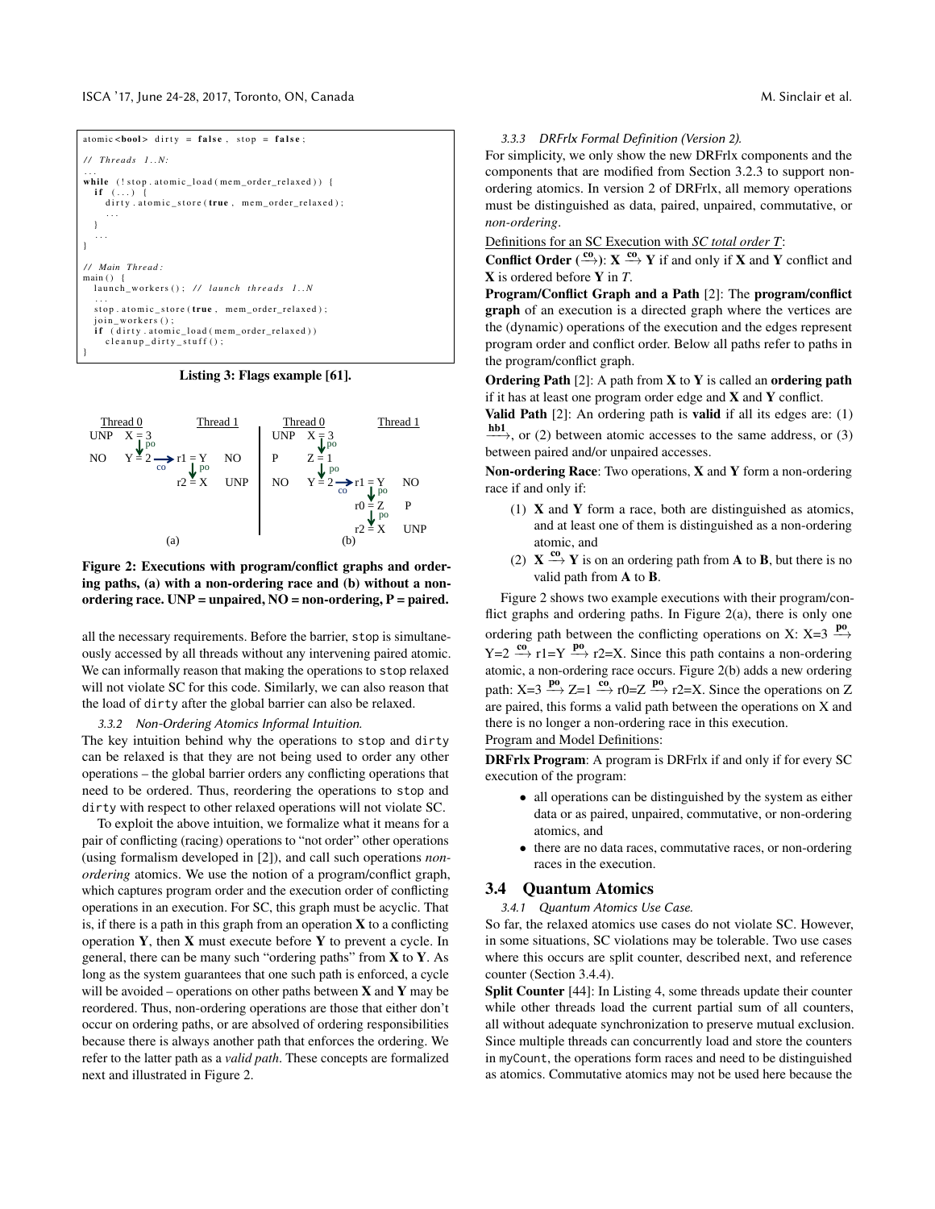```
atomic<bool> dirty = false, stop = false;

// Threads 1..N:
...
while (!stop.atomic_load(mem_order_relaxed)) {
  if (...) {
    dirty.atomic_store(true, mem_order_relaxed);
    ...
  }
  ...
}

// Main Thread:
main() {
  launch_workers(); // launch threads 1..N
  ...
  stop.atomic_store(true, mem_order_relaxed);
  join_workers();
  if (dirty.atomic_load(mem_order_relaxed))
    cleanup_dirty_stuff();
}
```

**Listing 3: Flags example [61].**

```
(a)
Thread 0                 Thread 1
UNP  X = 3
       | po
NO   Y = 2 --co--> r1 = Y   NO
                     | po
                   r2 = X   UNP

(b)
Thread 0                 Thread 1
UNP  X = 3
       | po
P    Z = 1
       | po
NO   Y = 2 --co--> r1 = Y   NO
                     | po
                   r0 = Z   P
                     | po
                   r2 = X   UNP
```

**Figure 2: Executions with program/conflict graphs and ordering paths, (a) with a non-ordering race and (b) without a non-ordering race. UNP = unpaired, NO = non-ordering, P = paired.**

all the necessary requirements. Before the barrier, stop is simultaneously accessed by all threads without any intervening paired atomic. We can informally reason that making the operations to stop relaxed will not violate SC for this code. Similarly, we can also reason that the load of dirty after the global barrier can also be relaxed.

#### 3.3.2 Non-Ordering Atomics Informal Intuition.

The key intuition behind why the operations to stop and dirty can be relaxed is that they are not being used to order any other operations – the global barrier orders any conflicting operations that need to be ordered. Thus, reordering the operations to stop and dirty with respect to other relaxed operations will not violate SC.

To exploit the above intuition, we formalize what it means for a pair of conflicting (racing) operations to "not order" other operations (using formalism developed in [2]), and call such operations *non-ordering* atomics. We use the notion of a program/conflict graph, which captures program order and the execution order of conflicting operations in an execution. For SC, this graph must be acyclic. That is, if there is a path in this graph from an operation **X** to a conflicting operation **Y**, then **X** must execute before **Y** to prevent a cycle. In general, there can be many such "ordering paths" from **X** to **Y**. As long as the system guarantees that one such path is enforced, a cycle will be avoided – operations on other paths between **X** and **Y** may be reordered. Thus, non-ordering operations are those that either don't occur on ordering paths, or are absolved of ordering responsibilities because there is always another path that enforces the ordering. We refer to the latter path as a *valid path*. These concepts are formalized next and illustrated in Figure 2.

#### 3.3.3 DRFrlx Formal Definition (Version 2).

For simplicity, we only show the new DRFrlx components and the components that are modified from Section 3.2.3 to support non-ordering atomics. In version 2 of DRFrlx, all memory operations must be distinguished as data, paired, unpaired, commutative, or *non-ordering*.

Definitions for an SC Execution with *SC total order T*:

**Conflict Order** ($\xrightarrow{\textbf{co}}$): **X** $\xrightarrow{\textbf{co}}$ **Y** if and only if **X** and **Y** conflict and **X** is ordered before **Y** in *T*.

**Program/Conflict Graph and a Path** [2]: The **program/conflict graph** of an execution is a directed graph where the vertices are the (dynamic) operations of the execution and the edges represent program order and conflict order. Below all paths refer to paths in the program/conflict graph.

**Ordering Path** [2]: A path from **X** to **Y** is called an **ordering path** if it has at least one program order edge and **X** and **Y** conflict.

**Valid Path** [2]: An ordering path is **valid** if all its edges are: (1) $\xrightarrow{\textbf{hb1}}$, or (2) between atomic accesses to the same address, or (3) between paired and/or unpaired accesses.

**Non-ordering Race**: Two operations, **X** and **Y** form a non-ordering race if and only if:

1. **X** and **Y** form a race, both are distinguished as atomics, and at least one of them is distinguished as a non-ordering atomic, and
2. **X** $\xrightarrow{\textbf{co}}$ **Y** is on an ordering path from **A** to **B**, but there is no valid path from **A** to **B**.

Figure 2 shows two example executions with their program/conflict graphs and ordering paths. In Figure 2(a), there is only one ordering path between the conflicting operations on X: X=3 $\xrightarrow{\textbf{po}}$ Y=2 $\xrightarrow{\textbf{co}}$ r1=Y $\xrightarrow{\textbf{po}}$ r2=X. Since this path contains a non-ordering atomic, a non-ordering race occurs. Figure 2(b) adds a new ordering path: X=3 $\xrightarrow{\textbf{po}}$ Z=1 $\xrightarrow{\textbf{co}}$ r0=Z $\xrightarrow{\textbf{po}}$ r2=X. Since the operations on Z are paired, this forms a valid path between the operations on X and there is no longer a non-ordering race in this execution.

Program and Model Definitions:

**DRFrlx Program**: A program is DRFrlx if and only if for every SC execution of the program:

- all operations can be distinguished by the system as either data or as paired, unpaired, commutative, or non-ordering atomics, and
- there are no data races, commutative races, or non-ordering races in the execution.

### 3.4 Quantum Atomics

#### 3.4.1 Quantum Atomics Use Case.

So far, the relaxed atomics use cases do not violate SC. However, in some situations, SC violations may be tolerable. Two use cases where this occurs are split counter, described next, and reference counter (Section 3.4.4).

**Split Counter** [44]: In Listing 4, some threads update their counter while other threads load the current partial sum of all counters, all without adequate synchronization to preserve mutual exclusion. Since multiple threads can concurrently load and store the counters in myCount, the operations form races and need to be distinguished as atomics. Commutative atomics may not be used here because the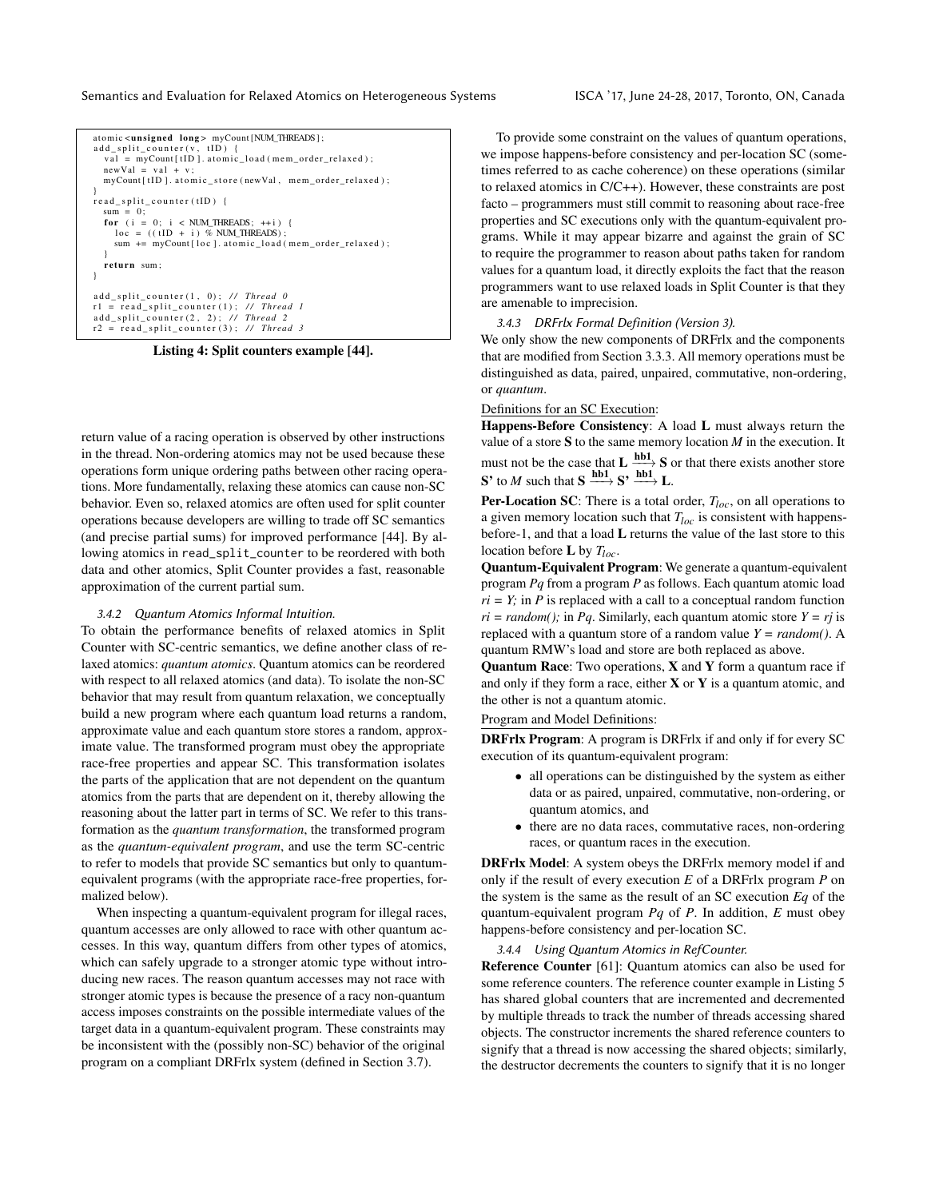```
atomic<unsigned long> myCount[NUM_THREADS];
add_split_counter(v, tID) {
  val = myCount[tID].atomic_load(mem_order_relaxed);
  newVal = val + v;
  myCount[tID].atomic_store(newVal, mem_order_relaxed);
}
read_split_counter(tID) {
  sum = 0;
  for (i = 0; i < NUM_THREADS; ++i) {
    loc = ((tID + i) % NUM_THREADS);
    sum += myCount[loc].atomic_load(mem_order_relaxed);
  }
  return sum;
}

add_split_counter(1, 0); // Thread 0
r1 = read_split_counter(1); // Thread 1
add_split_counter(2, 2); // Thread 2
r2 = read_split_counter(3); // Thread 3
```

**Listing 4: Split counters example [44].**

return value of a racing operation is observed by other instructions in the thread. Non-ordering atomics may not be used because these operations form unique ordering paths between other racing operations. More fundamentally, relaxing these atomics can cause non-SC behavior. Even so, relaxed atomics are often used for split counter operations because developers are willing to trade off SC semantics (and precise partial sums) for improved performance [44]. By allowing atomics in read_split_counter to be reordered with both data and other atomics, Split Counter provides a fast, reasonable approximation of the current partial sum.

#### 3.4.2 Quantum Atomics Informal Intuition.

To obtain the performance benefits of relaxed atomics in Split Counter with SC-centric semantics, we define another class of relaxed atomics: *quantum atomics*. Quantum atomics can be reordered with respect to all relaxed atomics (and data). To isolate the non-SC behavior that may result from quantum relaxation, we conceptually build a new program where each quantum load returns a random, approximate value and each quantum store stores a random, approximate value. The transformed program must obey the appropriate race-free properties and appear SC. This transformation isolates the parts of the application that are not dependent on the quantum atomics from the parts that are dependent on it, thereby allowing the reasoning about the latter part in terms of SC. We refer to this transformation as the *quantum transformation*, the transformed program as the *quantum-equivalent program*, and use the term SC-centric to refer to models that provide SC semantics but only to quantum-equivalent programs (with the appropriate race-free properties, formalized below).

When inspecting a quantum-equivalent program for illegal races, quantum accesses are only allowed to race with other quantum accesses. In this way, quantum differs from other types of atomics, which can safely upgrade to a stronger atomic type without introducing new races. The reason quantum accesses may not race with stronger atomic types is because the presence of a racy non-quantum access imposes constraints on the possible intermediate values of the target data in a quantum-equivalent program. These constraints may be inconsistent with the (possibly non-SC) behavior of the original program on a compliant DRFrlx system (defined in Section 3.7).

To provide some constraint on the values of quantum operations, we impose happens-before consistency and per-location SC (sometimes referred to as cache coherence) on these operations (similar to relaxed atomics in C/C++). However, these constraints are post facto – programmers must still commit to reasoning about race-free properties and SC executions only with the quantum-equivalent programs. While it may appear bizarre and against the grain of SC to require the programmer to reason about paths taken for random values for a quantum load, it directly exploits the fact that the reason programmers want to use relaxed loads in Split Counter is that they are amenable to imprecision.

#### 3.4.3 DRFrlx Formal Definition (Version 3).

We only show the new components of DRFrlx and the components that are modified from Section 3.3.3. All memory operations must be distinguished as data, paired, unpaired, commutative, non-ordering, or *quantum*.

Definitions for an SC Execution:

**Happens-Before Consistency**: A load **L** must always return the value of a store **S** to the same memory location *M* in the execution. It must not be the case that $\mathbf{L} \xrightarrow{\mathbf{hb1}} \mathbf{S}$ or that there exists another store **S'** to *M* such that $\mathbf{S} \xrightarrow{\mathbf{hb1}} \mathbf{S'} \xrightarrow{\mathbf{hb1}} \mathbf{L}$.

**Per-Location SC**: There is a total order, $T_{loc}$, on all operations to a given memory location such that $T_{loc}$ is consistent with happens-before-1, and that a load **L** returns the value of the last store to this location before **L** by $T_{loc}$.

**Quantum-Equivalent Program**: We generate a quantum-equivalent program *Pq* from a program *P* as follows. Each quantum atomic load *ri = Y;* in *P* is replaced with a call to a conceptual random function *ri = random();* in *Pq*. Similarly, each quantum atomic store *Y = rj* is replaced with a quantum store of a random value *Y = random()*. A quantum RMW's load and store are both replaced as above.

**Quantum Race**: Two operations, **X** and **Y** form a quantum race if and only if they form a race, either **X** or **Y** is a quantum atomic, and the other is not a quantum atomic.

Program and Model Definitions:

**DRFrlx Program**: A program is DRFrlx if and only if for every SC execution of its quantum-equivalent program:

- all operations can be distinguished by the system as either data or as paired, unpaired, commutative, non-ordering, or quantum atomics, and
- there are no data races, commutative races, non-ordering races, or quantum races in the execution.

**DRFrlx Model**: A system obeys the DRFrlx memory model if and only if the result of every execution *E* of a DRFrlx program *P* on the system is the same as the result of an SC execution *Eq* of the quantum-equivalent program *Pq* of *P*. In addition, *E* must obey happens-before consistency and per-location SC.

#### 3.4.4 Using Quantum Atomics in RefCounter.

**Reference Counter** [61]: Quantum atomics can also be used for some reference counters. The reference counter example in Listing 5 has shared global counters that are incremented and decremented by multiple threads to track the number of threads accessing shared objects. The constructor increments the shared reference counters to signify that a thread is now accessing the shared objects; similarly, the destructor decrements the counters to signify that it is no longer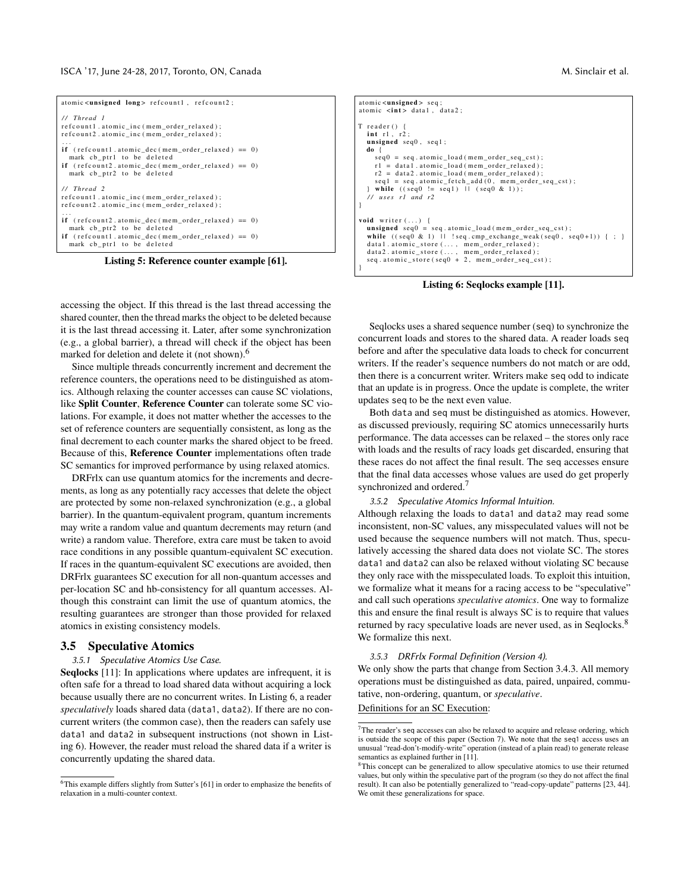```
atomic<unsigned long> refcount1, refcount2;

// Thread 1
refcount1.atomic_inc(mem_order_relaxed);
refcount2.atomic_inc(mem_order_relaxed);
...
if (refcount1.atomic_dec(mem_order_relaxed) == 0)
  mark cb_ptr1 to be deleted
if (refcount2.atomic_dec(mem_order_relaxed) == 0)
  mark cb_ptr2 to be deleted

// Thread 2
refcount1.atomic_inc(mem_order_relaxed);
refcount2.atomic_inc(mem_order_relaxed);
...
if (refcount2.atomic_dec(mem_order_relaxed) == 0)
  mark cb_ptr2 to be deleted
if (refcount1.atomic_dec(mem_order_relaxed) == 0)
  mark cb_ptr1 to be deleted
```

**Listing 5: Reference counter example [61].**

accessing the object. If this thread is the last thread accessing the shared counter, then the thread marks the object to be deleted because it is the last thread accessing it. Later, after some synchronization (e.g., a global barrier), a thread will check if the object has been marked for deletion and delete it (not shown).[6]

Since multiple threads concurrently increment and decrement the reference counters, the operations need to be distinguished as atomics. Although relaxing the counter accesses can cause SC violations, like **Split Counter**, **Reference Counter** can tolerate some SC violations. For example, it does not matter whether the accesses to the set of reference counters are sequentially consistent, as long as the final decrement to each counter marks the shared object to be freed. Because of this, **Reference Counter** implementations often trade SC semantics for improved performance by using relaxed atomics.

DRFrlx can use quantum atomics for the increments and decrements, as long as any potentially racy accesses that delete the object are protected by some non-relaxed synchronization (e.g., a global barrier). In the quantum-equivalent program, quantum increments may write a random value and quantum decrements may return (and write) a random value. Therefore, extra care must be taken to avoid race conditions in any possible quantum-equivalent SC execution. If races in the quantum-equivalent SC executions are avoided, then DRFrlx guarantees SC execution for all non-quantum accesses and per-location SC and hb-consistency for all quantum accesses. Although this constraint can limit the use of quantum atomics, the resulting guarantees are stronger than those provided for relaxed atomics in existing consistency models.

## 3.5 Speculative Atomics

*3.5.1 Speculative Atomics Use Case.*

**Seqlocks** [11]: In applications where updates are infrequent, it is often safe for a thread to load shared data without acquiring a lock because usually there are no concurrent writes. In Listing 6, a reader *speculatively* loads shared data (data1, data2). If there are no concurrent writers (the common case), then the readers can safely use data1 and data2 in subsequent instructions (not shown in Listing 6). However, the reader must reload the shared data if a writer is concurrently updating the shared data.

[6] This example differs slightly from Sutter's [61] in order to emphasize the benefits of relaxation in a multi-counter context.

```
atomic<unsigned> seq;
atomic <int> data1, data2;

T reader() {
  int r1, r2;
  unsigned seq0, seq1;
  do {
    seq0 = seq.atomic_load(mem_order_seq_cst);
    r1 = data1.atomic_load(mem_order_relaxed);
    r2 = data2.atomic_load(mem_order_relaxed);
    seq1 = seq.atomic_fetch_add(0, mem_order_seq_cst);
  } while ((seq0 != seq1) || (seq0 & 1));
  // uses r1 and r2
}

void writer(...) {
  unsigned seq0 = seq.atomic_load(mem_order_seq_cst);
  while ((seq0 & 1) || !seq.cmp_exchange_weak(seq0, seq0+1)) { ; }
  data1.atomic_store(..., mem_order_relaxed);
  data2.atomic_store(..., mem_order_relaxed);
  seq.atomic_store(seq0 + 2, mem_order_seq_cst);
}
```

**Listing 6: Seqlocks example [11].**

Seqlocks uses a shared sequence number (seq) to synchronize the concurrent loads and stores to the shared data. A reader loads seq before and after the speculative data loads to check for concurrent writers. If the reader's sequence numbers do not match or are odd, then there is a concurrent writer. Writers make seq odd to indicate that an update is in progress. Once the update is complete, the writer updates seq to be the next even value.

Both data and seq must be distinguished as atomics. However, as discussed previously, requiring SC atomics unnecessarily hurts performance. The data accesses can be relaxed – the stores only race with loads and the results of racy loads get discarded, ensuring that these races do not affect the final result. The seq accesses ensure that the final data accesses whose values are used do get properly synchronized and ordered.[7]

*3.5.2 Speculative Atomics Informal Intuition.*

Although relaxing the loads to data1 and data2 may read some inconsistent, non-SC values, any misspeculated values will not be used because the sequence numbers will not match. Thus, speculatively accessing the shared data does not violate SC. The stores data1 and data2 can also be relaxed without violating SC because they only race with the misspeculated loads. To exploit this intuition, we formalize what it means for a racing access to be "speculative" and call such operations *speculative atomics*. One way to formalize this and ensure the final result is always SC is to require that values returned by racy speculative loads are never used, as in Seqlocks.[8] We formalize this next.

*3.5.3 DRFrlx Formal Definition (Version 4).*

We only show the parts that change from Section 3.4.3. All memory operations must be distinguished as data, paired, unpaired, commutative, non-ordering, quantum, or *speculative*.

Definitions for an SC Execution:

[7] The reader's seq accesses can also be relaxed to acquire and release ordering, which is outside the scope of this paper (Section 7). We note that the seq1 access uses an unusual "read-don't-modify-write" operation (instead of a plain read) to generate release semantics as explained further in [11].

[8] This concept can be generalized to allow speculative atomics to use their returned values, but only within the speculative part of the program (so they do not affect the final result). It can also be potentially generalized to "read-copy-update" patterns [23, 44]. We omit these generalizations for space.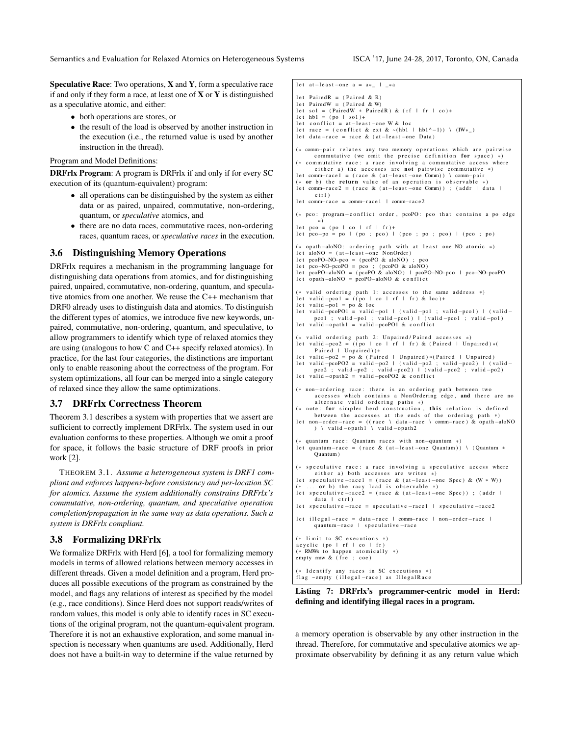**Speculative Race**: Two operations, **X** and **Y**, form a speculative race if and only if they form a race, at least one of **X** or **Y** is distinguished as a speculative atomic, and either:

- both operations are stores, or
- the result of the load is observed by another instruction in the execution (i.e., the returned value is used by another instruction in the thread).

Program and Model Definitions:

**DRFrlx Program**: A program is DRFrlx if and only if for every SC execution of its (quantum-equivalent) program:

- all operations can be distinguished by the system as either data or as paired, unpaired, commutative, non-ordering, quantum, or *speculative* atomics, and
- there are no data races, commutative races, non-ordering races, quantum races, or *speculative races* in the execution.

## 3.6 Distinguishing Memory Operations

DRFrlx requires a mechanism in the programming language for distinguishing data operations from atomics, and for distinguishing paired, unpaired, commutative, non-ordering, quantum, and speculative atomics from one another. We reuse the C++ mechanism that DRF0 already uses to distinguish data and atomics. To distinguish the different types of atomics, we introduce five new keywords, unpaired, commutative, non-ordering, quantum, and speculative, to allow programmers to identify which type of relaxed atomics they are using (analogous to how C and C++ specify relaxed atomics). In practice, for the last four categories, the distinctions are important only to enable reasoning about the correctness of the program. For system optimizations, all four can be merged into a single category of relaxed since they allow the same optimizations.

## 3.7 DRFrlx Correctness Theorem

Theorem 3.1 describes a system with properties that we assert are sufficient to correctly implement DRFrlx. The system used in our evaluation conforms to these properties. Although we omit a proof for space, it follows the basic structure of DRF proofs in prior work [2].

THEOREM 3.1. *Assume a heterogeneous system is DRF1 compliant and enforces happens-before consistency and per-location SC for atomics. Assume the system additionally constrains DRFrlx's commutative, non-ordering, quantum, and speculative operation completion/propagation in the same way as data operations. Such a system is DRFrlx compliant.*

## 3.8 Formalizing DRFrlx

We formalize DRFrlx with Herd [6], a tool for formalizing memory models in terms of allowed relations between memory accesses in different threads. Given a model definition and a program, Herd produces all possible executions of the program as constrained by the model, and flags any relations of interest as specified by the model (e.g., race conditions). Since Herd does not support reads/writes of random values, this model is only able to identify races in SC executions of the original program, not the quantum-equivalent program. Therefore it is not an exhaustive exploration, and some manual inspection is necessary when quantums are used. Additionally, Herd does not have a built-in way to determine if the value returned by a memory operation is observable by any other instruction in the thread. Therefore, for commutative and speculative atomics we approximate observability by defining it as any return value which

```
let at-least-one a = a*_ | _*a

let PairedR = (Paired & R)
let PairedW = (Paired & W)
let so1 = (PairedW * PairedR) & (rf | fr | co)+
let hb1 = (po | so1)+
let conflict = at-least-one W & loc
let race = (conflict & ext & ~(hb1 | hb1^-1)) \ (IW*_)
let data-race = race & (at-least-one Data)

(* comm-pair relates any two memory operations which are pairwise
     commutative (we omit the precise definition for space) *)
(* commutative race: a race involving a commutative access where
     either a) the accesses are not pairwise commutative *)
let comm-race1 = (race & (at-least-one Comm)) \ comm-pair
(* or b) the return value of an operation is observable *)
let comm-race2 = (race & (at-least-one Comm)) ; (addr | data |
     ctrl)
let comm-race = comm-race1 | comm-race2

(* pco: program-conflict order, pcoPO: pco that contains a po edge
     *)
let pco = (po | co | rf | fr)+
let pco-po = po | (po ; pco) | (pco ; po ; pco) | (pco ; po)

(* opath-aloNO: ordering path with at least one NO atomic *)
let aloNO = (at-least-one NonOrder)
let pcoPO-NO-pco = (pcoPO & aloNO) ; pco
let pco-NO-pcoPO = pco ; (pcoPO & aloNO)
let pcoPO-aloNO = (pcoPO & aloNO) | pcoPO-NO-pco | pco-NO-pcoPO
let opath-aloNO = pcoPO-aloNO & conflict

(* valid ordering path 1: accesses to the same address *)
let valid-pco1 = ((po | co | rf | fr) & loc)+
let valid-po1 = po & loc
let valid-pcoPO1 = valid-po1 | (valid-po1 ; valid-pco1) | (valid-
     pco1 ; valid-po1 ; valid-pco1) | (valid-pco1 ; valid-po1)
let valid-opath1 = valid-pcoPO1 & conflict

(* valid ordering path 2: Unpaired/Paired accesses *)
let valid-pco2 = ((po | co | rf | fr) & (Paired | Unpaired)*(
     Paired | Unpaired))+
let valid-po2 = po & (Paired | Unpaired)*(Paired | Unpaired)
let valid-pcoPO2 = valid-po2 | (valid-po2 ; valid-pco2) | (valid-
     pco2 ; valid-po2 ; valid-pco2) | (valid-pco2 ; valid-po2)
let valid-opath2 = valid-pcoPO2 & conflict

(* non-ordering race: there is an ordering path between two
     accesses which contains a NonOrdering edge, and there are no
     alternate valid ordering paths *)
(* note: for simpler herd construction, this relation is defined
     between the accesses at the ends of the ordering path *)
let non-order-race = ((race \ data-race \ comm-race) & opath-aloNO
     ) \ valid-opath1 \ valid-opath2

(* quantum race: Quantum races with non-quantum *)
let quantum-race = (race & (at-least-one Quantum)) \ (Quantum *
     Quantum)

(* speculative race: a race involving a speculative access where
     either a) both accesses are writes *)
let speculative-race1 = (race & (at-least-one Spec) & (W * W))
(* ... or b) the racy load is observable *)
let speculative-race2 = (race & (at-least-one Spec)) ; (addr |
     data | ctrl)
let speculative-race = speculative-race1 | speculative-race2

let illegal-race = data-race | comm-race | non-order-race |
     quantum-race | speculative-race

(* limit to SC executions *)
acyclic (po | rf | co | fr)
(* RMWs to happen atomically *)
empty rmw & (fre ; coe)

(* Identify any races in SC executions *)
flag ~empty (illegal-race) as IllegalRace
```

**Listing 7: DRFrlx's programmer-centric model in Herd: defining and identifying illegal races in a program.**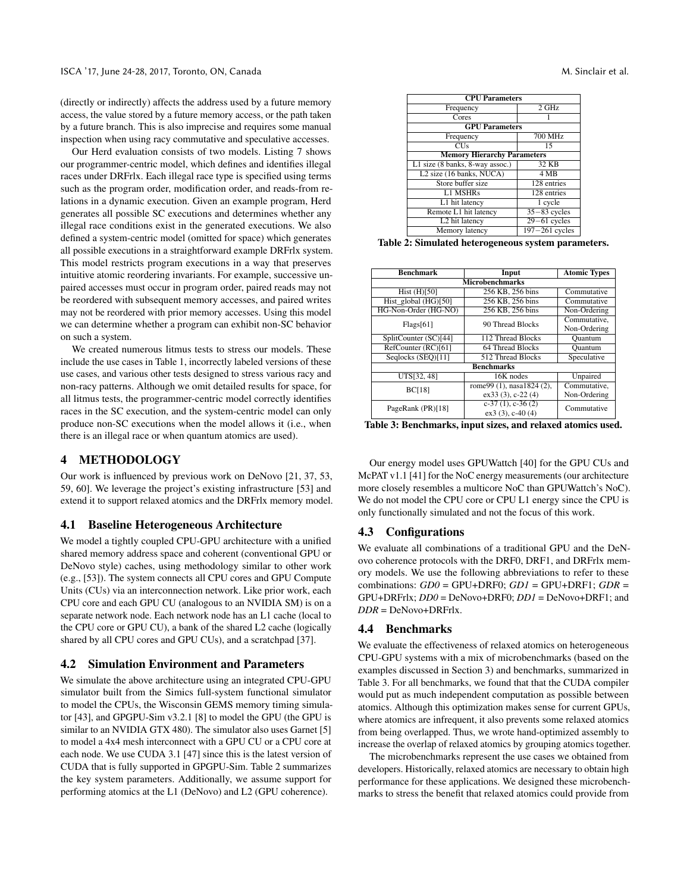(directly or indirectly) affects the address used by a future memory access, the value stored by a future memory access, or the path taken by a future branch. This is also imprecise and requires some manual inspection when using racy commutative and speculative accesses.

Our Herd evaluation consists of two models. Listing 7 shows our programmer-centric model, which defines and identifies illegal races under DRFrlx. Each illegal race type is specified using terms such as the program order, modification order, and reads-from relations in a dynamic execution. Given an example program, Herd generates all possible SC executions and determines whether any illegal race conditions exist in the generated executions. We also defined a system-centric model (omitted for space) which generates all possible executions in a straightforward example DRFrlx system. This model restricts program executions in a way that preserves intuitive atomic reordering invariants. For example, successive unpaired accesses must occur in program order, paired reads may not be reordered with subsequent memory accesses, and paired writes may not be reordered with prior memory accesses. Using this model we can determine whether a program can exhibit non-SC behavior on such a system.

We created numerous litmus tests to stress our models. These include the use cases in Table 1, incorrectly labeled versions of these use cases, and various other tests designed to stress various racy and non-racy patterns. Although we omit detailed results for space, for all litmus tests, the programmer-centric model correctly identifies races in the SC execution, and the system-centric model can only produce non-SC executions when the model allows it (i.e., when there is an illegal race or when quantum atomics are used).

## 4 METHODOLOGY

Our work is influenced by previous work on DeNovo [21, 37, 53, 59, 60]. We leverage the project's existing infrastructure [53] and extend it to support relaxed atomics and the DRFrlx memory model.

### 4.1 Baseline Heterogeneous Architecture

We model a tightly coupled CPU-GPU architecture with a unified shared memory address space and coherent (conventional GPU or DeNovo style) caches, using methodology similar to other work (e.g., [53]). The system connects all CPU cores and GPU Compute Units (CUs) via an interconnection network. Like prior work, each CPU core and each GPU CU (analogous to an NVIDIA SM) is on a separate network node. Each network node has an L1 cache (local to the CPU core or GPU CU), a bank of the shared L2 cache (logically shared by all CPU cores and GPU CUs), and a scratchpad [37].

### 4.2 Simulation Environment and Parameters

We simulate the above architecture using an integrated CPU-GPU simulator built from the Simics full-system functional simulator to model the CPUs, the Wisconsin GEMS memory timing simulator [43], and GPGPU-Sim v3.2.1 [8] to model the GPU (the GPU is similar to an NVIDIA GTX 480). The simulator also uses Garnet [5] to model a 4x4 mesh interconnect with a GPU CU or a CPU core at each node. We use CUDA 3.1 [47] since this is the latest version of CUDA that is fully supported in GPGPU-Sim. Table 2 summarizes the key system parameters. Additionally, we assume support for performing atomics at the L1 (DeNovo) and L2 (GPU coherence).

| **CPU Parameters** | |
|---|---|
| Frequency | 2 GHz |
| Cores | 1 |
| **GPU Parameters** | |
| Frequency | 700 MHz |
| CUs | 15 |
| **Memory Hierarchy Parameters** | |
| L1 size (8 banks, 8-way assoc.) | 32 KB |
| L2 size (16 banks, NUCA) | 4 MB |
| Store buffer size | 128 entries |
| L1 MSHRs | 128 entries |
| L1 hit latency | 1 cycle |
| Remote L1 hit latency | 35−83 cycles |
| L2 hit latency | 29−61 cycles |
| Memory latency | 197−261 cycles |

**Table 2: Simulated heterogeneous system parameters.**

| Benchmark | Input | Atomic Types |
|---|---|---|
| **Microbenchmarks** | | |
| Hist (H)[50] | 256 KB, 256 bins | Commutative |
| Hist_global (HG)[50] | 256 KB, 256 bins | Commutative |
| HG-Non-Order (HG-NO) | 256 KB, 256 bins | Non-Ordering |
| Flags[61] | 90 Thread Blocks | Commutative, Non-Ordering |
| SplitCounter (SC)[44] | 112 Thread Blocks | Quantum |
| RefCounter (RC)[61] | 64 Thread Blocks | Quantum |
| Seqlocks (SEQ)[11] | 512 Thread Blocks | Speculative |
| **Benchmarks** | | |
| UTS[32, 48] | 16K nodes | Unpaired |
| BC[18] | rome99 (1), nasa1824 (2), ex33 (3), c-22 (4) | Commutative, Non-Ordering |
| PageRank (PR)[18] | c-37 (1), c-36 (2) ex3 (3), c-40 (4) | Commutative |

**Table 3: Benchmarks, input sizes, and relaxed atomics used.**

Our energy model uses GPUWattch [40] for the GPU CUs and McPAT v1.1 [41] for the NoC energy measurements (our architecture more closely resembles a multicore NoC than GPUWattch's NoC). We do not model the CPU core or CPU L1 energy since the CPU is only functionally simulated and not the focus of this work.

### 4.3 Configurations

We evaluate all combinations of a traditional GPU and the DeNovo coherence protocols with the DRF0, DRF1, and DRFrlx memory models. We use the following abbreviations to refer to these combinations: *GD0* = GPU+DRF0; *GD1* = GPU+DRF1; *GDR* = GPU+DRFrlx; *DD0* = DeNovo+DRF0; *DD1* = DeNovo+DRF1; and *DDR* = DeNovo+DRFrlx.

### 4.4 Benchmarks

We evaluate the effectiveness of relaxed atomics on heterogeneous CPU-GPU systems with a mix of microbenchmarks (based on the examples discussed in Section 3) and benchmarks, summarized in Table 3. For all benchmarks, we found that that the CUDA compiler would put as much independent computation as possible between atomics. Although this optimization makes sense for current GPUs, where atomics are infrequent, it also prevents some relaxed atomics from being overlapped. Thus, we wrote hand-optimized assembly to increase the overlap of relaxed atomics by grouping atomics together.

The microbenchmarks represent the use cases we obtained from developers. Historically, relaxed atomics are necessary to obtain high performance for these applications. We designed these microbenchmarks to stress the benefit that relaxed atomics could provide from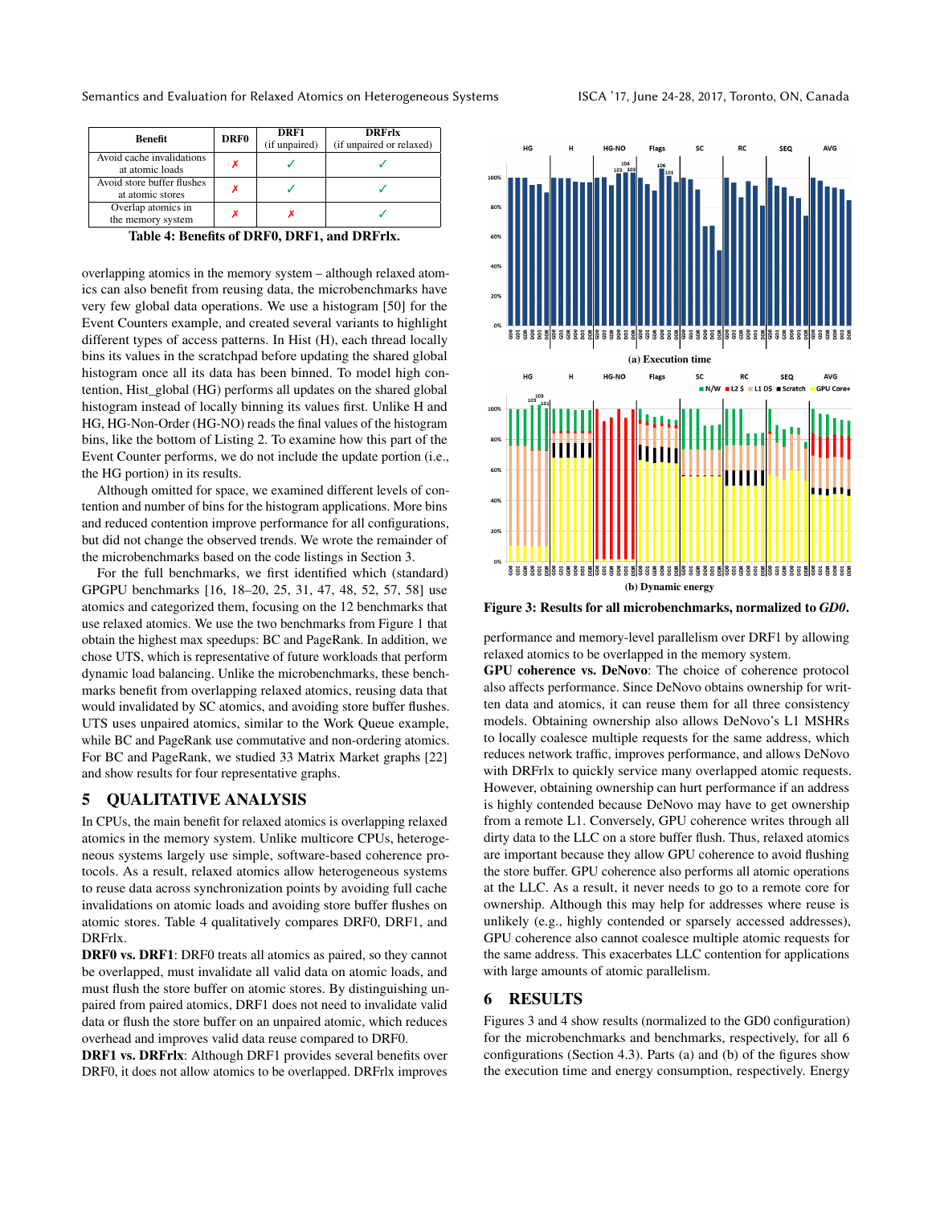| Benefit | DRF0 | DRF1 (if unpaired) | DRFrlx (if unpaired or relaxed) |
|---|---|---|---|
| Avoid cache invalidations at atomic loads | ✗ | ✓ | ✓ |
| Avoid store buffer flushes at atomic stores | ✗ | ✓ | ✓ |
| Overlap atomics in the memory system | ✗ | ✗ | ✓ |

**Table 4: Benefits of DRF0, DRF1, and DRFrlx.**

overlapping atomics in the memory system – although relaxed atomics can also benefit from reusing data, the microbenchmarks have very few global data operations. We use a histogram [50] for the Event Counters example, and created several variants to highlight different types of access patterns. In Hist (H), each thread locally bins its values in the scratchpad before updating the shared global histogram once all its data has been binned. To model high contention, Hist_global (HG) performs all updates on the shared global histogram instead of locally binning its values first. Unlike H and HG, HG-Non-Order (HG-NO) reads the final values of the histogram bins, like the bottom of Listing 2. To examine how this part of the Event Counter performs, we do not include the update portion (i.e., the HG portion) in its results.

Although omitted for space, we examined different levels of contention and number of bins for the histogram applications. More bins and reduced contention improve performance for all configurations, but did not change the observed trends. We wrote the remainder of the microbenchmarks based on the code listings in Section 3.

For the full benchmarks, we first identified which (standard) GPGPU benchmarks [16, 18–20, 25, 31, 47, 48, 52, 57, 58] use atomics and categorized them, focusing on the 12 benchmarks that use relaxed atomics. We use the two benchmarks from Figure 1 that obtain the highest max speedups: BC and PageRank. In addition, we chose UTS, which is representative of future workloads that perform dynamic load balancing. Unlike the microbenchmarks, these benchmarks benefit from overlapping relaxed atomics, reusing data that would invalidated by SC atomics, and avoiding store buffer flushes. UTS uses unpaired atomics, similar to the Work Queue example, while BC and PageRank use commutative and non-ordering atomics. For BC and PageRank, we studied 33 Matrix Market graphs [22] and show results for four representative graphs.

## 5 QUALITATIVE ANALYSIS

In CPUs, the main benefit for relaxed atomics is overlapping relaxed atomics in the memory system. Unlike multicore CPUs, heterogeneous systems largely use simple, software-based coherence protocols. As a result, relaxed atomics allow heterogeneous systems to reuse data across synchronization points by avoiding full cache invalidations on atomic loads and avoiding store buffer flushes on atomic stores. Table 4 qualitatively compares DRF0, DRF1, and DRFrlx.

**DRF0 vs. DRF1**: DRF0 treats all atomics as paired, so they cannot be overlapped, must invalidate all valid data on atomic loads, and must flush the store buffer on atomic stores. By distinguishing unpaired from paired atomics, DRF1 does not need to invalidate valid data or flush the store buffer on an unpaired atomic, which reduces overhead and improves valid data reuse compared to DRF0.

**DRF1 vs. DRFrlx**: Although DRF1 provides several benefits over DRF0, it does not allow atomics to be overlapped. DRFrlx improves performance and memory-level parallelism over DRF1 by allowing relaxed atomics to be overlapped in the memory system.

**GPU coherence vs. DeNovo**: The choice of coherence protocol also affects performance. Since DeNovo obtains ownership for written data and atomics, it can reuse them for all three consistency models. Obtaining ownership also allows DeNovo's L1 MSHRs to locally coalesce multiple requests for the same address, which reduces network traffic, improves performance, and allows DeNovo with DRFrlx to quickly service many overlapped atomic requests. However, obtaining ownership can hurt performance if an address is highly contended because DeNovo may have to get ownership from a remote L1. Conversely, GPU coherence writes through all dirty data to the LLC on a store buffer flush. Thus, relaxed atomics are important because they allow GPU coherence to avoid flushing the store buffer. GPU coherence also performs all atomic operations at the LLC. As a result, it never needs to go to a remote core for ownership. Although this may help for addresses where reuse is unlikely (e.g., highly contended or sparsely accessed addresses), GPU coherence also cannot coalesce multiple atomic requests for the same address. This exacerbates LLC contention for applications with large amounts of atomic parallelism.

(a) Execution time

(b) Dynamic energy

**Figure 3: Results for all microbenchmarks, normalized to *GD0*.**

## 6 RESULTS

Figures 3 and 4 show results (normalized to the GD0 configuration) for the microbenchmarks and benchmarks, respectively, for all 6 configurations (Section 4.3). Parts (a) and (b) of the figures show the execution time and energy consumption, respectively. Energy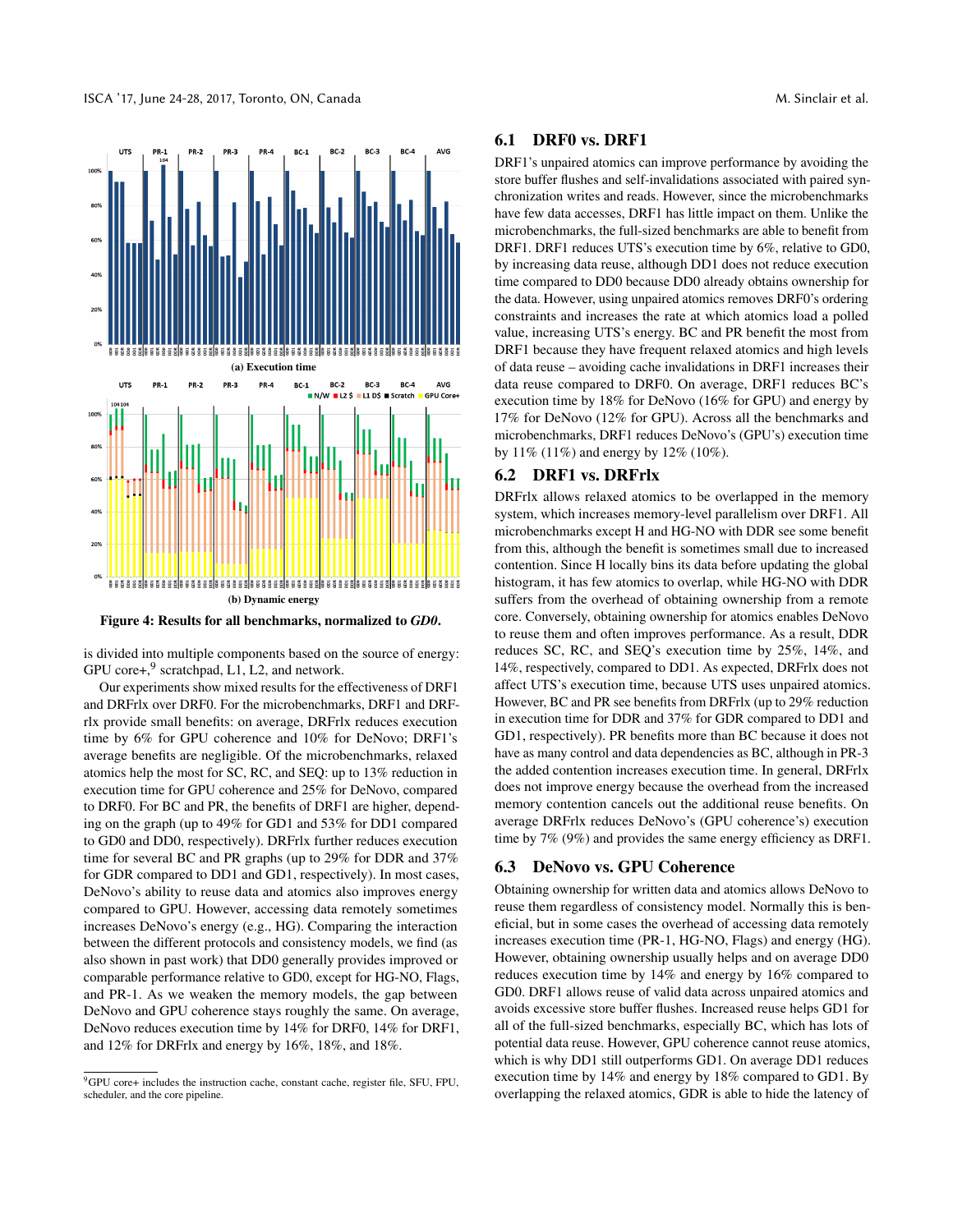Figure 4: Results for all benchmarks, normalized to *GD0*.

is divided into multiple components based on the source of energy: GPU core+,[9] scratchpad, L1, L2, and network.

Our experiments show mixed results for the effectiveness of DRF1 and DRFrlx over DRF0. For the microbenchmarks, DRF1 and DRFrlx provide small benefits: on average, DRFrlx reduces execution time by 6% for GPU coherence and 10% for DeNovo; DRF1's average benefits are negligible. Of the microbenchmarks, relaxed atomics help the most for SC, RC, and SEQ: up to 13% reduction in execution time for GPU coherence and 25% for DeNovo, compared to DRF0. For BC and PR, the benefits of DRF1 are higher, depending on the graph (up to 49% for GD1 and 53% for DD1 compared to GD0 and DD0, respectively). DRFrlx further reduces execution time for several BC and PR graphs (up to 29% for DDR and 37% for GDR compared to DD1 and GD1, respectively). In most cases, DeNovo's ability to reuse data and atomics also improves energy compared to GPU. However, accessing data remotely sometimes increases DeNovo's energy (e.g., HG). Comparing the interaction between the different protocols and consistency models, we find (as also shown in past work) that DD0 generally provides improved or comparable performance relative to GD0, except for HG-NO, Flags, and PR-1. As we weaken the memory models, the gap between DeNovo and GPU coherence stays roughly the same. On average, DeNovo reduces execution time by 14% for DRF0, 14% for DRF1, and 12% for DRFrlx and energy by 16%, 18%, and 18%.

[9]GPU core+ includes the instruction cache, constant cache, register file, SFU, FPU, scheduler, and the core pipeline.

## 6.1 DRF0 vs. DRF1

DRF1's unpaired atomics can improve performance by avoiding the store buffer flushes and self-invalidations associated with paired synchronization writes and reads. However, since the microbenchmarks have few data accesses, DRF1 has little impact on them. Unlike the microbenchmarks, the full-sized benchmarks are able to benefit from DRF1. DRF1 reduces UTS's execution time by 6%, relative to GD0, by increasing data reuse, although DD1 does not reduce execution time compared to DD0 because DD0 already obtains ownership for the data. However, using unpaired atomics removes DRF0's ordering constraints and increases the rate at which atomics load a polled value, increasing UTS's energy. BC and PR benefit the most from DRF1 because they have frequent relaxed atomics and high levels of data reuse – avoiding cache invalidations in DRF1 increases their data reuse compared to DRF0. On average, DRF1 reduces BC's execution time by 18% for DeNovo (16% for GPU) and energy by 17% for DeNovo (12% for GPU). Across all the benchmarks and microbenchmarks, DRF1 reduces DeNovo's (GPU's) execution time by 11% (11%) and energy by 12% (10%).

## 6.2 DRF1 vs. DRFrlx

DRFrlx allows relaxed atomics to be overlapped in the memory system, which increases memory-level parallelism over DRF1. All microbenchmarks except H and HG-NO with DDR see some benefit from this, although the benefit is sometimes small due to increased contention. Since H locally bins its data before updating the global histogram, it has few atomics to overlap, while HG-NO with DDR suffers from the overhead of obtaining ownership from a remote core. Conversely, obtaining ownership for atomics enables DeNovo to reuse them and often improves performance. As a result, DDR reduces SC, RC, and SEQ's execution time by 25%, 14%, and 14%, respectively, compared to DD1. As expected, DRFrlx does not affect UTS's execution time, because UTS uses unpaired atomics. However, BC and PR see benefits from DRFrlx (up to 29% reduction in execution time for DDR and 37% for GDR compared to DD1 and GD1, respectively). PR benefits more than BC because it does not have as many control and data dependencies as BC, although in PR-3 the added contention increases execution time. In general, DRFrlx does not improve energy because the overhead from the increased memory contention cancels out the additional reuse benefits. On average DRFrlx reduces DeNovo's (GPU coherence's) execution time by 7% (9%) and provides the same energy efficiency as DRF1.

## 6.3 DeNovo vs. GPU Coherence

Obtaining ownership for written data and atomics allows DeNovo to reuse them regardless of consistency model. Normally this is beneficial, but in some cases the overhead of accessing data remotely increases execution time (PR-1, HG-NO, Flags) and energy (HG). However, obtaining ownership usually helps and on average DD0 reduces execution time by 14% and energy by 16% compared to GD0. DRF1 allows reuse of valid data across unpaired atomics and avoids excessive store buffer flushes. Increased reuse helps GD1 for all of the full-sized benchmarks, especially BC, which has lots of potential data reuse. However, GPU coherence cannot reuse atomics, which is why DD1 still outperforms GD1. On average DD1 reduces execution time by 14% and energy by 18% compared to GD1. By overlapping the relaxed atomics, GDR is able to hide the latency of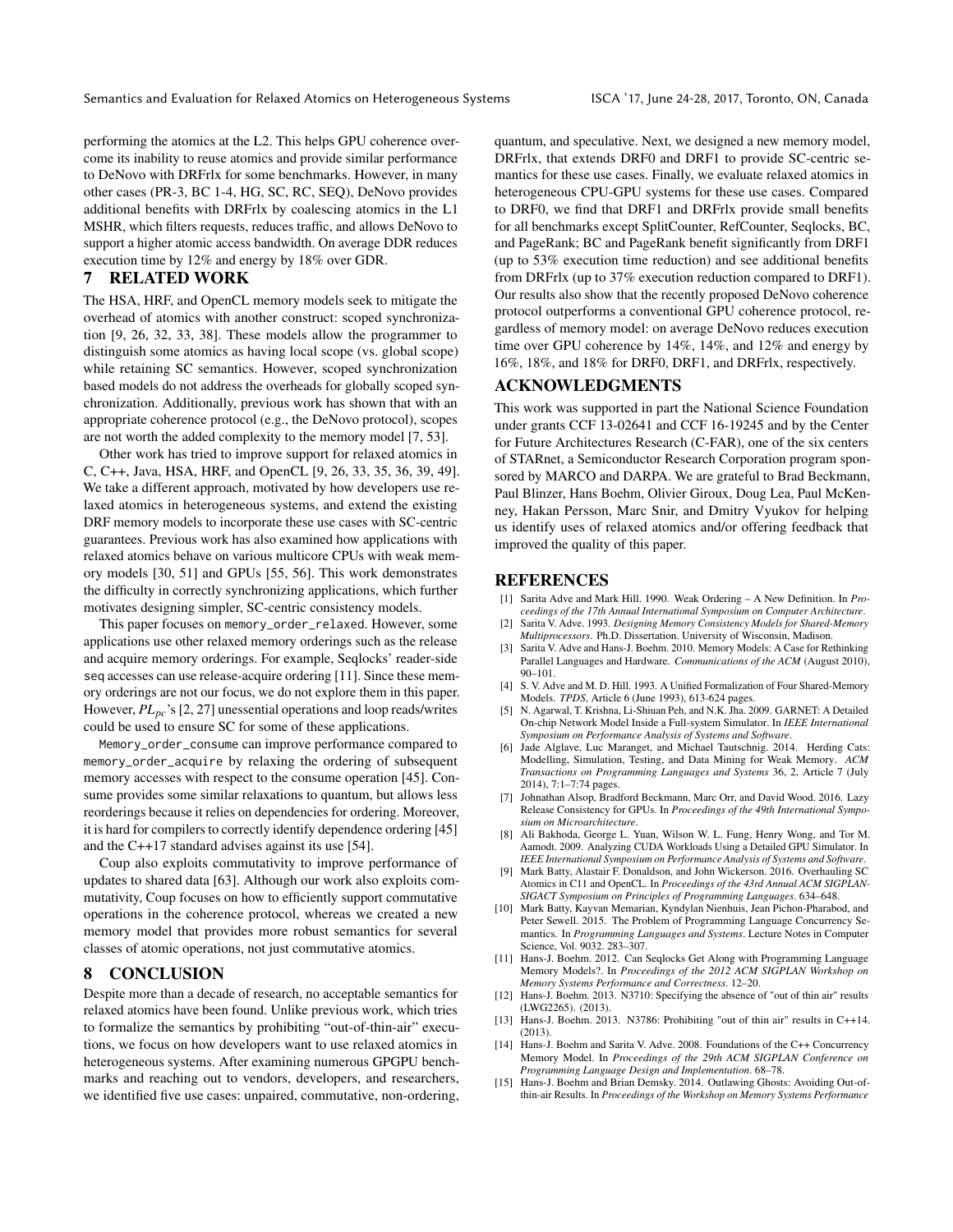performing the atomics at the L2. This helps GPU coherence overcome its inability to reuse atomics and provide similar performance to DeNovo with DRFrlx for some benchmarks. However, in many other cases (PR-3, BC 1-4, HG, SC, RC, SEQ), DeNovo provides additional benefits with DRFrlx by coalescing atomics in the L1 MSHR, which filters requests, reduces traffic, and allows DeNovo to support a higher atomic access bandwidth. On average DDR reduces execution time by 12% and energy by 18% over GDR.

## 7 RELATED WORK

The HSA, HRF, and OpenCL memory models seek to mitigate the overhead of atomics with another construct: scoped synchronization [9, 26, 32, 33, 38]. These models allow the programmer to distinguish some atomics as having local scope (vs. global scope) while retaining SC semantics. However, scoped synchronization based models do not address the overheads for globally scoped synchronization. Additionally, previous work has shown that with an appropriate coherence protocol (e.g., the DeNovo protocol), scopes are not worth the added complexity to the memory model [7, 53].

Other work has tried to improve support for relaxed atomics in C, C++, Java, HSA, HRF, and OpenCL [9, 26, 33, 35, 36, 39, 49]. We take a different approach, motivated by how developers use relaxed atomics in heterogeneous systems, and extend the existing DRF memory models to incorporate these use cases with SC-centric guarantees. Previous work has also examined how applications with relaxed atomics behave on various multicore CPUs with weak memory models [30, 51] and GPUs [55, 56]. This work demonstrates the difficulty in correctly synchronizing applications, which further motivates designing simpler, SC-centric consistency models.

This paper focuses on `memory_order_relaxed`. However, some applications use other relaxed memory orderings such as the release and acquire memory orderings. For example, Seqlocks' reader-side `seq` accesses can use release-acquire ordering [11]. Since these memory orderings are not our focus, we do not explore them in this paper. However, $PL_{pc}$'s [2, 27] unessential operations and loop reads/writes could be used to ensure SC for some of these applications.

`Memory_order_consume` can improve performance compared to `memory_order_acquire` by relaxing the ordering of subsequent memory accesses with respect to the consume operation [45]. Consume provides some similar relaxations to quantum, but allows less reorderings because it relies on dependencies for ordering. Moreover, it is hard for compilers to correctly identify dependence ordering [45] and the C++17 standard advises against its use [54].

Coup also exploits commutativity to improve performance of updates to shared data [63]. Although our work also exploits commutativity, Coup focuses on how to efficiently support commutative operations in the coherence protocol, whereas we created a new memory model that provides more robust semantics for several classes of atomic operations, not just commutative atomics.

## 8 CONCLUSION

Despite more than a decade of research, no acceptable semantics for relaxed atomics have been found. Unlike previous work, which tries to formalize the semantics by prohibiting "out-of-thin-air" executions, we focus on how developers want to use relaxed atomics in heterogeneous systems. After examining numerous GPGPU benchmarks and reaching out to vendors, developers, and researchers, we identified five use cases: unpaired, commutative, non-ordering, quantum, and speculative. Next, we designed a new memory model, DRFrlx, that extends DRF0 and DRF1 to provide SC-centric semantics for these use cases. Finally, we evaluate relaxed atomics in heterogeneous CPU-GPU systems for these use cases. Compared to DRF0, we find that DRF1 and DRFrlx provide small benefits for all benchmarks except SplitCounter, RefCounter, Seqlocks, BC, and PageRank; BC and PageRank benefit significantly from DRF1 (up to 53% execution time reduction) and see additional benefits from DRFrlx (up to 37% execution reduction compared to DRF1). Our results also show that the recently proposed DeNovo coherence protocol outperforms a conventional GPU coherence protocol, regardless of memory model: on average DeNovo reduces execution time over GPU coherence by 14%, 14%, and 12% and energy by 16%, 18%, and 18% for DRF0, DRF1, and DRFrlx, respectively.

## ACKNOWLEDGMENTS

This work was supported in part the National Science Foundation under grants CCF 13-02641 and CCF 16-19245 and by the Center for Future Architectures Research (C-FAR), one of the six centers of STARnet, a Semiconductor Research Corporation program sponsored by MARCO and DARPA. We are grateful to Brad Beckmann, Paul Blinzer, Hans Boehm, Olivier Giroux, Doug Lea, Paul McKenney, Hakan Persson, Marc Snir, and Dmitry Vyukov for helping us identify uses of relaxed atomics and/or offering feedback that improved the quality of this paper.

## REFERENCES

- [1] Sarita Adve and Mark Hill. 1990. Weak Ordering – A New Definition. In *Proceedings of the 17th Annual International Symposium on Computer Architecture*.
- [2] Sarita V. Adve. 1993. *Designing Memory Consistency Models for Shared-Memory Multiprocessors*. Ph.D. Dissertation. University of Wisconsin, Madison.
- [3] Sarita V. Adve and Hans-J. Boehm. 2010. Memory Models: A Case for Rethinking Parallel Languages and Hardware. *Communications of the ACM* (August 2010), 90–101.
- [4] S. V. Adve and M. D. Hill. 1993. A Unified Formalization of Four Shared-Memory Models. *TPDS*, Article 6 (June 1993), 613-624 pages.
- [5] N. Agarwal, T. Krishna, Li-Shiuan Peh, and N.K. Jha. 2009. GARNET: A Detailed On-chip Network Model Inside a Full-system Simulator. In *IEEE International Symposium on Performance Analysis of Systems and Software*.
- [6] Jade Alglave, Luc Maranget, and Michael Tautschnig. 2014. Herding Cats: Modelling, Simulation, Testing, and Data Mining for Weak Memory. *ACM Transactions on Programming Languages and Systems* 36, 2, Article 7 (July 2014), 7:1–7:74 pages.
- [7] Johnathan Alsop, Bradford Beckmann, Marc Orr, and David Wood. 2016. Lazy Release Consistency for GPUs. In *Proceedings of the 49th International Symposium on Microarchitecture*.
- [8] Ali Bakhoda, George L. Yuan, Wilson W. L. Fung, Henry Wong, and Tor M. Aamodt. 2009. Analyzing CUDA Workloads Using a Detailed GPU Simulator. In *IEEE International Symposium on Performance Analysis of Systems and Software*.
- [9] Mark Batty, Alastair F. Donaldson, and John Wickerson. 2016. Overhauling SC Atomics in C11 and OpenCL. In *Proceedings of the 43rd Annual ACM SIGPLAN-SIGACT Symposium on Principles of Programming Languages*. 634–648.
- [10] Mark Batty, Kayvan Memarian, Kyndylan Nienhuis, Jean Pichon-Pharabod, and Peter Sewell. 2015. The Problem of Programming Language Concurrency Semantics. In *Programming Languages and Systems*. Lecture Notes in Computer Science, Vol. 9032. 283–307.
- [11] Hans-J. Boehm. 2012. Can Seqlocks Get Along with Programming Language Memory Models?. In *Proceedings of the 2012 ACM SIGPLAN Workshop on Memory Systems Performance and Correctness*. 12–20.
- [12] Hans-J. Boehm. 2013. N3710: Specifying the absence of "out of thin air" results (LWG2265). (2013).
- [13] Hans-J. Boehm. 2013. N3786: Prohibiting "out of thin air" results in C++14. (2013).
- [14] Hans-J. Boehm and Sarita V. Adve. 2008. Foundations of the C++ Concurrency Memory Model. In *Proceedings of the 29th ACM SIGPLAN Conference on Programming Language Design and Implementation*. 68–78.
- [15] Hans-J. Boehm and Brian Demsky. 2014. Outlawing Ghosts: Avoiding Out-of-thin-air Results. In *Proceedings of the Workshop on Memory Systems Performance*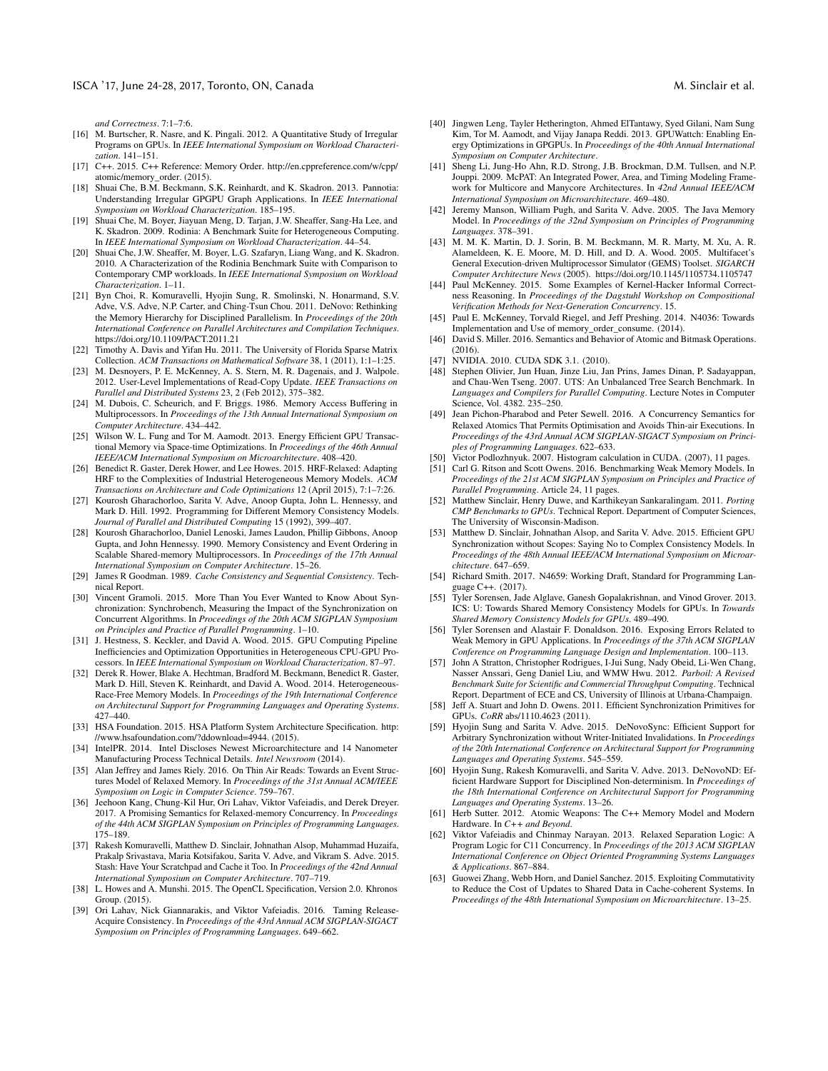*and Correctness*. 7:1–7:6.

[16] M. Burtscher, R. Nasre, and K. Pingali. 2012. A Quantitative Study of Irregular Programs on GPUs. In *IEEE International Symposium on Workload Characterization*. 141–151.

[17] C++. 2015. C++ Reference: Memory Order. http://en.cppreference.com/w/cpp/atomic/memory_order. (2015).

[18] Shuai Che, B.M. Beckmann, S.K. Reinhardt, and K. Skadron. 2013. Pannotia: Understanding Irregular GPGPU Graph Applications. In *IEEE International Symposium on Workload Characterization*. 185–195.

[19] Shuai Che, M. Boyer, Jiayuan Meng, D. Tarjan, J.W. Sheaffer, Sang-Ha Lee, and K. Skadron. 2009. Rodinia: A Benchmark Suite for Heterogeneous Computing. In *IEEE International Symposium on Workload Characterization*. 44–54.

[20] Shuai Che, J.W. Sheaffer, M. Boyer, L.G. Szafaryn, Liang Wang, and K. Skadron. 2010. A Characterization of the Rodinia Benchmark Suite with Comparison to Contemporary CMP workloads. In *IEEE International Symposium on Workload Characterization*. 1–11.

[21] Byn Choi, R. Komuravelli, Hyojin Sung, R. Smolinski, N. Honarmand, S.V. Adve, V.S. Adve, N.P. Carter, and Ching-Tsun Chou. 2011. DeNovo: Rethinking the Memory Hierarchy for Disciplined Parallelism. In *Proceedings of the 20th International Conference on Parallel Architectures and Compilation Techniques*. https://doi.org/10.1109/PACT.2011.21

[22] Timothy A. Davis and Yifan Hu. 2011. The University of Florida Sparse Matrix Collection. *ACM Transactions on Mathematical Software* 38, 1 (2011), 1:1–1:25.

[23] M. Desnoyers, P. E. McKenney, A. S. Stern, M. R. Dagenais, and J. Walpole. 2012. User-Level Implementations of Read-Copy Update. *IEEE Transactions on Parallel and Distributed Systems* 23, 2 (Feb 2012), 375–382.

[24] M. Dubois, C. Scheurich, and F. Briggs. 1986. Memory Access Buffering in Multiprocessors. In *Proceedings of the 13th Annual International Symposium on Computer Architecture*. 434–442.

[25] Wilson W. L. Fung and Tor M. Aamodt. 2013. Energy Efficient GPU Transactional Memory via Space-time Optimizations. In *Proceedings of the 46th Annual IEEE/ACM International Symposium on Microarchitecture*. 408–420.

[26] Benedict R. Gaster, Derek Hower, and Lee Howes. 2015. HRF-Relaxed: Adapting HRF to the Complexities of Industrial Heterogeneous Memory Models. *ACM Transactions on Architecture and Code Optimizations* 12 (April 2015), 7:1–7:26.

[27] Kourosh Gharachorloo, Sarita V. Adve, Anoop Gupta, John L. Hennessy, and Mark D. Hill. 1992. Programming for Different Memory Consistency Models. *Journal of Parallel and Distributed Computing* 15 (1992), 399–407.

[28] Kourosh Gharachorloo, Daniel Lenoski, James Laudon, Phillip Gibbons, Anoop Gupta, and John Hennessy. 1990. Memory Consistency and Event Ordering in Scalable Shared-memory Multiprocessors. In *Proceedings of the 17th Annual International Symposium on Computer Architecture*. 15–26.

[29] James R Goodman. 1989. *Cache Consistency and Sequential Consistency*. Technical Report.

[30] Vincent Gramoli. 2015. More Than You Ever Wanted to Know About Synchronization: Synchrobench, Measuring the Impact of the Synchronization on Concurrent Algorithms. In *Proceedings of the 20th ACM SIGPLAN Symposium on Principles and Practice of Parallel Programming*. 1–10.

[31] J. Hestness, S. Keckler, and David A. Wood. 2015. GPU Computing Pipeline Inefficiencies and Optimization Opportunities in Heterogeneous CPU-GPU Processors. In *IEEE International Symposium on Workload Characterization*. 87–97.

[32] Derek R. Hower, Blake A. Hechtman, Bradford M. Beckmann, Benedict R. Gaster, Mark D. Hill, Steven K. Reinhardt, and David A. Wood. 2014. Heterogeneous-Race-Free Memory Models. In *Proceedings of the 19th International Conference on Architectural Support for Programming Languages and Operating Systems*. 427–440.

[33] HSA Foundation. 2015. HSA Platform System Architecture Specification. http://www.hsafoundation.com/?ddownload=4944. (2015).

[34] IntelPR. 2014. Intel Discloses Newest Microarchitecture and 14 Nanometer Manufacturing Process Technical Details. *Intel Newsroom* (2014).

[35] Alan Jeffrey and James Riely. 2016. On Thin Air Reads: Towards an Event Structures Model of Relaxed Memory. In *Proceedings of the 31st Annual ACM/IEEE Symposium on Logic in Computer Science*. 759–767.

[36] Jeehoon Kang, Chung-Kil Hur, Ori Lahav, Viktor Vafeiadis, and Derek Dreyer. 2017. A Promising Semantics for Relaxed-memory Concurrency. In *Proceedings of the 44th ACM SIGPLAN Symposium on Principles of Programming Languages*. 175–189.

[37] Rakesh Komuravelli, Matthew D. Sinclair, Johnathan Alsop, Muhammad Huzaifa, Prakalp Srivastava, Maria Kotsifakou, Sarita V. Adve, and Vikram S. Adve. 2015. Stash: Have Your Scratchpad and Cache it Too. In *Proceedings of the 42nd Annual International Symposium on Computer Architecture*. 707–719.

[38] L. Howes and A. Munshi. 2015. The OpenCL Specification, Version 2.0. Khronos Group. (2015).

[39] Ori Lahav, Nick Giannarakis, and Viktor Vafeiadis. 2016. Taming Release-Acquire Consistency. In *Proceedings of the 43rd Annual ACM SIGPLAN-SIGACT Symposium on Principles of Programming Languages*. 649–662.

[40] Jingwen Leng, Tayler Hetherington, Ahmed ElTantawy, Syed Gilani, Nam Sung Kim, Tor M. Aamodt, and Vijay Janapa Reddi. 2013. GPUWattch: Enabling Energy Optimizations in GPGPUs. In *Proceedings of the 40th Annual International Symposium on Computer Architecture*.

[41] Sheng Li, Jung-Ho Ahn, R.D. Strong, J.B. Brockman, D.M. Tullsen, and N.P. Jouppi. 2009. McPAT: An Integrated Power, Area, and Timing Modeling Framework for Multicore and Manycore Architectures. In *42nd Annual IEEE/ACM International Symposium on Microarchitecture*. 469–480.

[42] Jeremy Manson, William Pugh, and Sarita V. Adve. 2005. The Java Memory Model. In *Proceedings of the 32nd Symposium on Principles of Programming Languages*. 378–391.

[43] M. M. K. Martin, D. J. Sorin, B. M. Beckmann, M. R. Marty, M. Xu, A. R. Alameldeen, K. E. Moore, M. D. Hill, and D. A. Wood. 2005. Multifacet's General Execution-driven Multiprocessor Simulator (GEMS) Toolset. *SIGARCH Computer Architecture News* (2005). https://doi.org/10.1145/1105734.1105747

[44] Paul McKenney. 2015. Some Examples of Kernel-Hacker Informal Correctness Reasoning. In *Proceedings of the Dagstuhl Workshop on Compositional Verification Methods for Next-Generation Concurrency*. 15.

[45] Paul E. McKenney, Torvald Riegel, and Jeff Preshing. 2014. N4036: Towards Implementation and Use of memory_order_consume. (2014).

[46] David S. Miller. 2016. Semantics and Behavior of Atomic and Bitmask Operations. (2016).

[47] NVIDIA. 2010. CUDA SDK 3.1. (2010).

[48] Stephen Olivier, Jun Huan, Jinze Liu, Jan Prins, James Dinan, P. Sadayappan, and Chau-Wen Tseng. 2007. UTS: An Unbalanced Tree Search Benchmark. In *Languages and Compilers for Parallel Computing*. Lecture Notes in Computer Science, Vol. 4382. 235–250.

[49] Jean Pichon-Pharabod and Peter Sewell. 2016. A Concurrency Semantics for Relaxed Atomics That Permits Optimisation and Avoids Thin-air Executions. In *Proceedings of the 43rd Annual ACM SIGPLAN-SIGACT Symposium on Principles of Programming Languages*. 622–633.

[50] Victor Podlozhnyuk. 2007. Histogram calculation in CUDA. (2007), 11 pages.

[51] Carl G. Ritson and Scott Owens. 2016. Benchmarking Weak Memory Models. In *Proceedings of the 21st ACM SIGPLAN Symposium on Principles and Practice of Parallel Programming*. Article 24, 11 pages.

[52] Matthew Sinclair, Henry Duwe, and Karthikeyan Sankaralingam. 2011. *Porting CMP Benchmarks to GPUs*. Technical Report. Department of Computer Sciences, The University of Wisconsin-Madison.

[53] Matthew D. Sinclair, Johnathan Alsop, and Sarita V. Adve. 2015. Efficient GPU Synchronization without Scopes: Saying No to Complex Consistency Models. In *Proceedings of the 48th Annual IEEE/ACM International Symposium on Microarchitecture*. 647–659.

[54] Richard Smith. 2017. N4659: Working Draft, Standard for Programming Language C++. (2017).

[55] Tyler Sorensen, Jade Alglave, Ganesh Gopalakrishnan, and Vinod Grover. 2013. ICS: U: Towards Shared Memory Consistency Models for GPUs. In *Towards Shared Memory Consistency Models for GPUs*. 489–490.

[56] Tyler Sorensen and Alastair F. Donaldson. 2016. Exposing Errors Related to Weak Memory in GPU Applications. In *Proceedings of the 37th ACM SIGPLAN Conference on Programming Language Design and Implementation*. 100–113.

[57] John A Stratton, Christopher Rodrigues, I-Jui Sung, Nady Obeid, Li-Wen Chang, Nasser Anssari, Geng Daniel Liu, and WMW Hwu. 2012. *Parboil: A Revised Benchmark Suite for Scientific and Commercial Throughput Computing*. Technical Report. Department of ECE and CS, University of Illinois at Urbana-Champaign.

[58] Jeff A. Stuart and John D. Owens. 2011. Efficient Synchronization Primitives for GPUs. *CoRR* abs/1110.4623 (2011).

[59] Hyojin Sung and Sarita V. Adve. 2015. DeNovoSync: Efficient Support for Arbitrary Synchronization without Writer-Initiated Invalidations. In *Proceedings of the 20th International Conference on Architectural Support for Programming Languages and Operating Systems*. 545–559.

[60] Hyojin Sung, Rakesh Komuravelli, and Sarita V. Adve. 2013. DeNovoND: Efficient Hardware Support for Disciplined Non-determinism. In *Proceedings of the 18th International Conference on Architectural Support for Programming Languages and Operating Systems*. 13–26.

[61] Herb Sutter. 2012. Atomic Weapons: The C++ Memory Model and Modern Hardware. In *C++ and Beyond*.

[62] Viktor Vafeiadis and Chinmay Narayan. 2013. Relaxed Separation Logic: A Program Logic for C11 Concurrency. In *Proceedings of the 2013 ACM SIGPLAN International Conference on Object Oriented Programming Systems Languages & Applications*. 867–884.

[63] Guowei Zhang, Webb Horn, and Daniel Sanchez. 2015. Exploiting Commutativity to Reduce the Cost of Updates to Shared Data in Cache-coherent Systems. In *Proceedings of the 48th International Symposium on Microarchitecture*. 13–25.